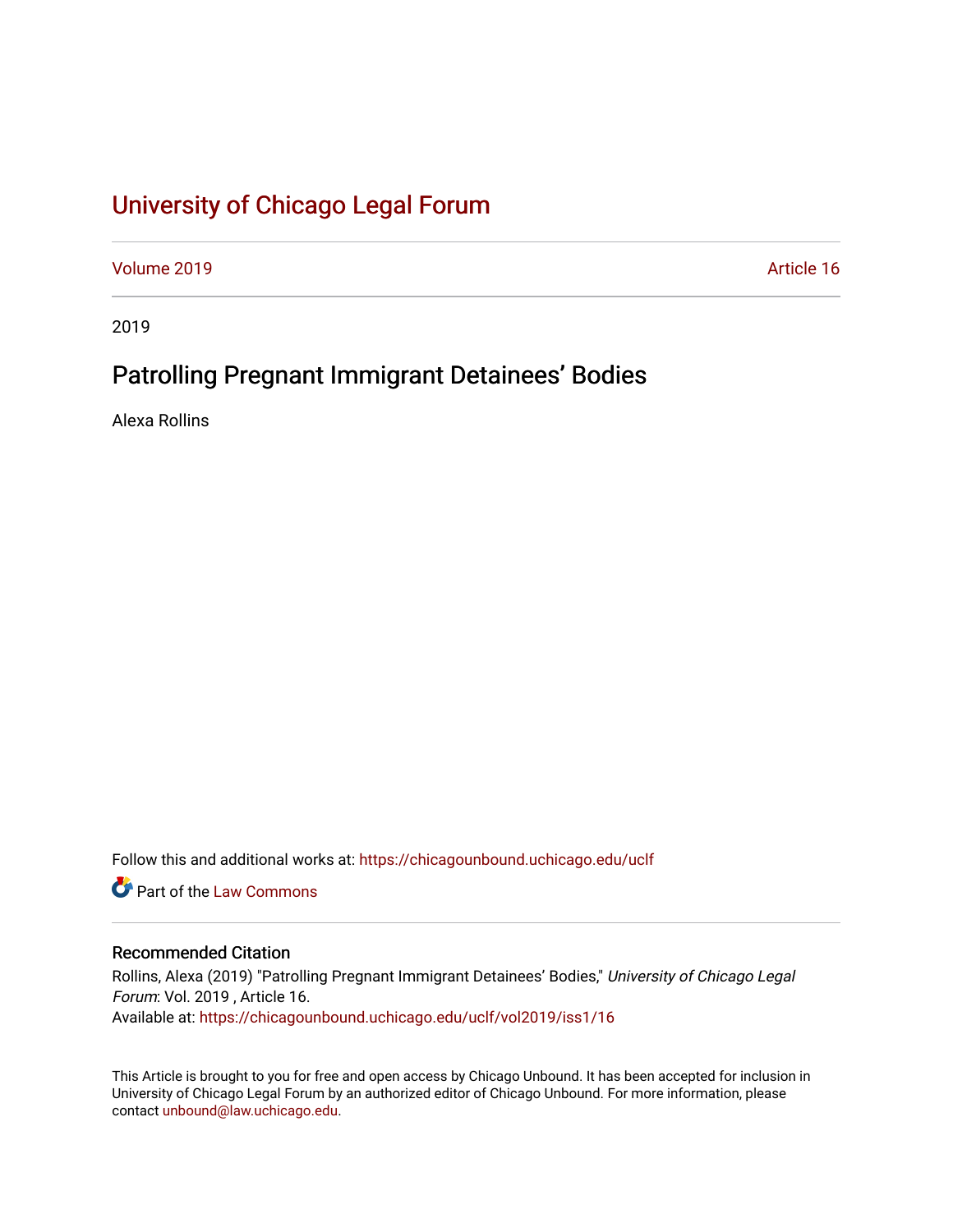# University of Chicago Legal Forum

Volume 2019 Article 16

2019

## Patrolling Pregnant Immigrant Detainees' Bodies

Alexa Rollins

Follow this and additional works at: https://chicagounbound.uchicago.edu/uclf

Part of the Law Commons

### Recommended Citation

Rollins, Alexa (2019) "Patrolling Pregnant Immigrant Detainees' Bodies," *University of Chicago Legal Forum*: Vol. 2019 , Article 16.
Available at: https://chicagounbound.uchicago.edu/uclf/vol2019/iss1/16

This Article is brought to you for free and open access by Chicago Unbound. It has been accepted for inclusion in University of Chicago Legal Forum by an authorized editor of Chicago Unbound. For more information, please contact unbound@law.uchicago.edu.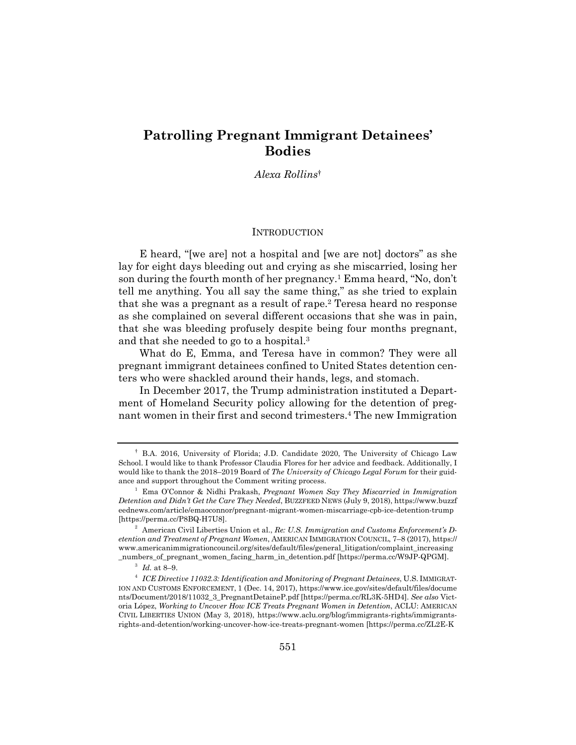# Patrolling Pregnant Immigrant Detainees' Bodies

*Alexa Rollins*†

## INTRODUCTION

E heard, "[we are] not a hospital and [we are not] doctors" as she lay for eight days bleeding out and crying as she miscarried, losing her son during the fourth month of her pregnancy.[1] Emma heard, "No, don't tell me anything. You all say the same thing," as she tried to explain that she was a pregnant as a result of rape.[2] Teresa heard no response as she complained on several different occasions that she was in pain, that she was bleeding profusely despite being four months pregnant, and that she needed to go to a hospital.[3]

What do E, Emma, and Teresa have in common? They were all pregnant immigrant detainees confined to United States detention centers who were shackled around their hands, legs, and stomach.

In December 2017, the Trump administration instituted a Department of Homeland Security policy allowing for the detention of pregnant women in their first and second trimesters.[4] The new Immigration

---

† B.A. 2016, University of Florida; J.D. Candidate 2020, The University of Chicago Law School. I would like to thank Professor Claudia Flores for her advice and feedback. Additionally, I would like to thank the 2018–2019 Board of *The University of Chicago Legal Forum* for their guidance and support throughout the Comment writing process.

[1] Ema O'Connor & Nidhi Prakash, *Pregnant Women Say They Miscarried in Immigration Detention and Didn't Get the Care They Needed*, BUZZFEED NEWS (July 9, 2018), https://www.buzzfeednews.com/article/emaoconnor/pregnant-migrant-women-miscarriage-cpb-ice-detention-trump [https://perma.cc/P8BQ-H7U8].

[2] American Civil Liberties Union et al., *Re: U.S. Immigration and Customs Enforcement's Detention and Treatment of Pregnant Women*, AMERICAN IMMIGRATION COUNCIL, 7–8 (2017), https://www.americanimmigrationcouncil.org/sites/default/files/general_litigation/complaint_increasing_numbers_of_pregnant_women_facing_harm_in_detention.pdf [https://perma.cc/W9JP-QPGM].

[3] *Id.* at 8–9.

[4] *ICE Directive 11032.3: Identification and Monitoring of Pregnant Detainees*, U.S. IMMIGRATION AND CUSTOMS ENFORCEMENT, 1 (Dec. 14, 2017), https://www.ice.gov/sites/default/files/documents/Document/2018/11032_3_PregnantDetaineeP.pdf [https://perma.cc/RL3K-5HD4]. *See also* Victoria López, *Working to Uncover How ICE Treats Pregnant Women in Detention*, ACLU: AMERICAN CIVIL LIBERTIES UNION (May 3, 2018), https://www.aclu.org/blog/immigrants-rights/immigrants-rights-and-detention/working-uncover-how-ice-treats-pregnant-women [https://perma.cc/ZL2E-K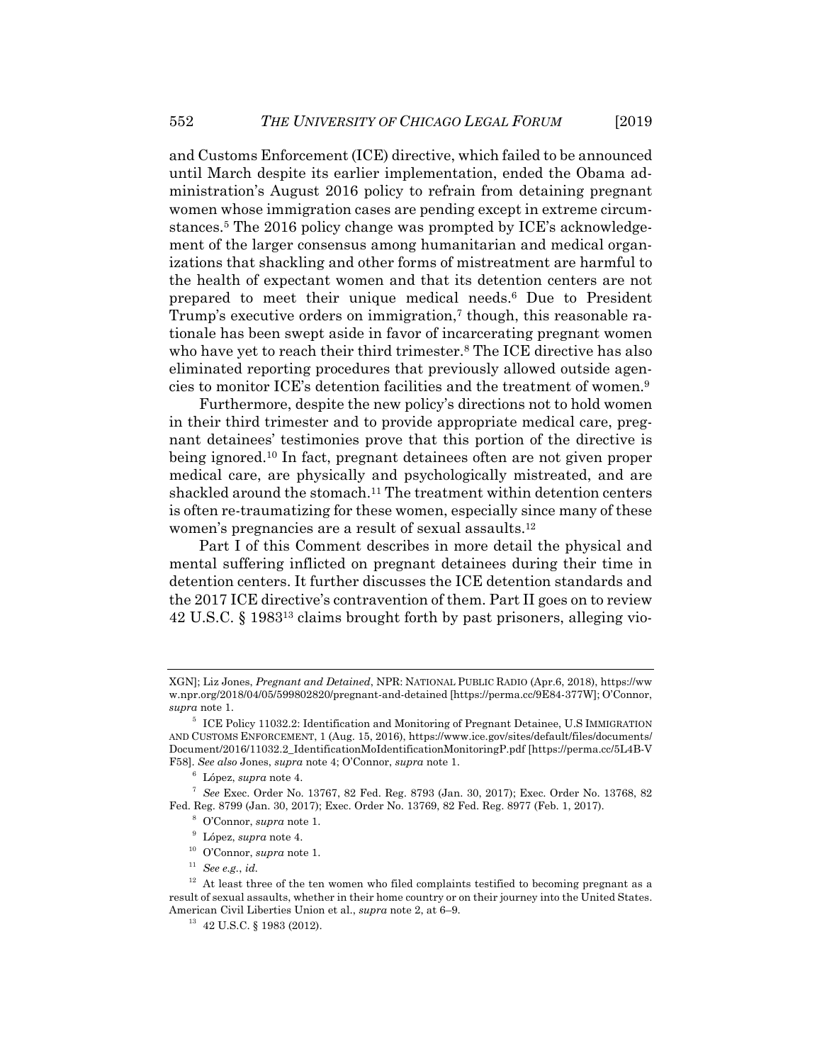and Customs Enforcement (ICE) directive, which failed to be announced until March despite its earlier implementation, ended the Obama administration's August 2016 policy to refrain from detaining pregnant women whose immigration cases are pending except in extreme circumstances.[5] The 2016 policy change was prompted by ICE's acknowledgement of the larger consensus among humanitarian and medical organizations that shackling and other forms of mistreatment are harmful to the health of expectant women and that its detention centers are not prepared to meet their unique medical needs.[6] Due to President Trump's executive orders on immigration,[7] though, this reasonable rationale has been swept aside in favor of incarcerating pregnant women who have yet to reach their third trimester.[8] The ICE directive has also eliminated reporting procedures that previously allowed outside agencies to monitor ICE's detention facilities and the treatment of women.[9]

Furthermore, despite the new policy's directions not to hold women in their third trimester and to provide appropriate medical care, pregnant detainees' testimonies prove that this portion of the directive is being ignored.[10] In fact, pregnant detainees often are not given proper medical care, are physically and psychologically mistreated, and are shackled around the stomach.[11] The treatment within detention centers is often re-traumatizing for these women, especially since many of these women's pregnancies are a result of sexual assaults.[12]

Part I of this Comment describes in more detail the physical and mental suffering inflicted on pregnant detainees during their time in detention centers. It further discusses the ICE detention standards and the 2017 ICE directive's contravention of them. Part II goes on to review 42 U.S.C. § 1983[13] claims brought forth by past prisoners, alleging vio-

---

XGN]; Liz Jones, *Pregnant and Detained*, NPR: NATIONAL PUBLIC RADIO (Apr.6, 2018), https://www.npr.org/2018/04/05/599802820/pregnant-and-detained [https://perma.cc/9E84-377W]; O'Connor, *supra* note 1.

[5] ICE Policy 11032.2: Identification and Monitoring of Pregnant Detainee, U.S IMMIGRATION AND CUSTOMS ENFORCEMENT, 1 (Aug. 15, 2016), https://www.ice.gov/sites/default/files/documents/Document/2016/11032.2_IdentificationMoIdentificationMonitoringP.pdf [https://perma.cc/5L4B-VF58]. *See also* Jones, *supra* note 4; O'Connor, *supra* note 1.

[6] López, *supra* note 4.

[7] *See* Exec. Order No. 13767, 82 Fed. Reg. 8793 (Jan. 30, 2017); Exec. Order No. 13768, 82 Fed. Reg. 8799 (Jan. 30, 2017); Exec. Order No. 13769, 82 Fed. Reg. 8977 (Feb. 1, 2017).

[8] O'Connor, *supra* note 1.

[9] López, *supra* note 4.

[10] O'Connor, *supra* note 1.

[11] *See e.g.*, *id.*

[12] At least three of the ten women who filed complaints testified to becoming pregnant as a result of sexual assaults, whether in their home country or on their journey into the United States. American Civil Liberties Union et al., *supra* note 2, at 6–9.

[13] 42 U.S.C. § 1983 (2012).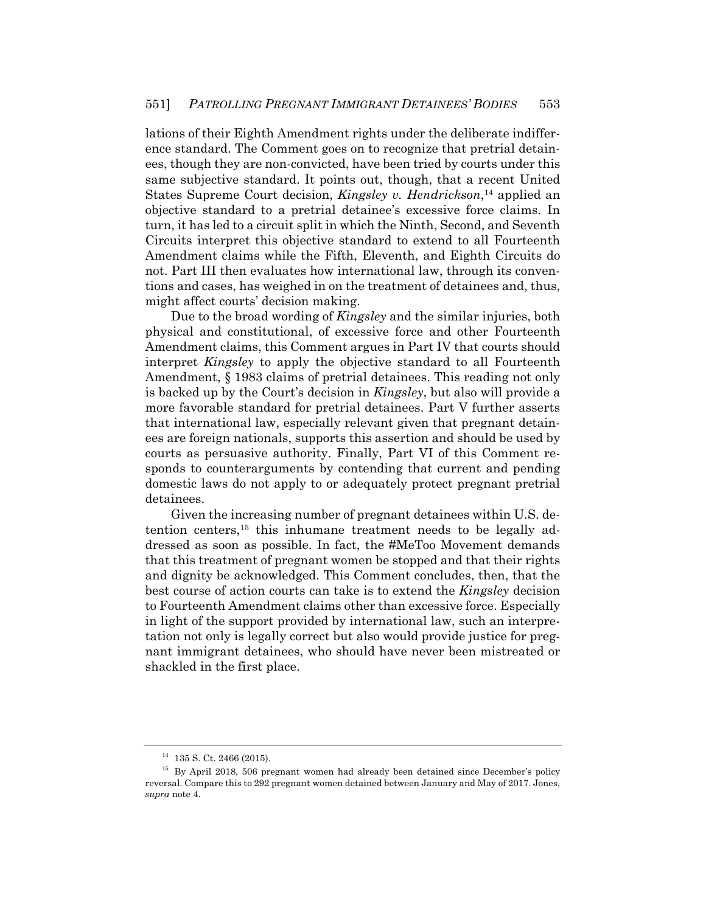lations of their Eighth Amendment rights under the deliberate indifference standard. The Comment goes on to recognize that pretrial detainees, though they are non-convicted, have been tried by courts under this same subjective standard. It points out, though, that a recent United States Supreme Court decision, *Kingsley v. Hendrickson*,[14] applied an objective standard to a pretrial detainee's excessive force claims. In turn, it has led to a circuit split in which the Ninth, Second, and Seventh Circuits interpret this objective standard to extend to all Fourteenth Amendment claims while the Fifth, Eleventh, and Eighth Circuits do not. Part III then evaluates how international law, through its conventions and cases, has weighed in on the treatment of detainees and, thus, might affect courts' decision making.

Due to the broad wording of *Kingsley* and the similar injuries, both physical and constitutional, of excessive force and other Fourteenth Amendment claims, this Comment argues in Part IV that courts should interpret *Kingsley* to apply the objective standard to all Fourteenth Amendment, § 1983 claims of pretrial detainees. This reading not only is backed up by the Court's decision in *Kingsley*, but also will provide a more favorable standard for pretrial detainees. Part V further asserts that international law, especially relevant given that pregnant detainees are foreign nationals, supports this assertion and should be used by courts as persuasive authority. Finally, Part VI of this Comment responds to counterarguments by contending that current and pending domestic laws do not apply to or adequately protect pregnant pretrial detainees.

Given the increasing number of pregnant detainees within U.S. detention centers,[15] this inhumane treatment needs to be legally addressed as soon as possible. In fact, the #MeToo Movement demands that this treatment of pregnant women be stopped and that their rights and dignity be acknowledged. This Comment concludes, then, that the best course of action courts can take is to extend the *Kingsley* decision to Fourteenth Amendment claims other than excessive force. Especially in light of the support provided by international law, such an interpretation not only is legally correct but also would provide justice for pregnant immigrant detainees, who should have never been mistreated or shackled in the first place.

---

[14] 135 S. Ct. 2466 (2015).

[15] By April 2018, 506 pregnant women had already been detained since December's policy reversal. Compare this to 292 pregnant women detained between January and May of 2017. Jones, *supra* note 4.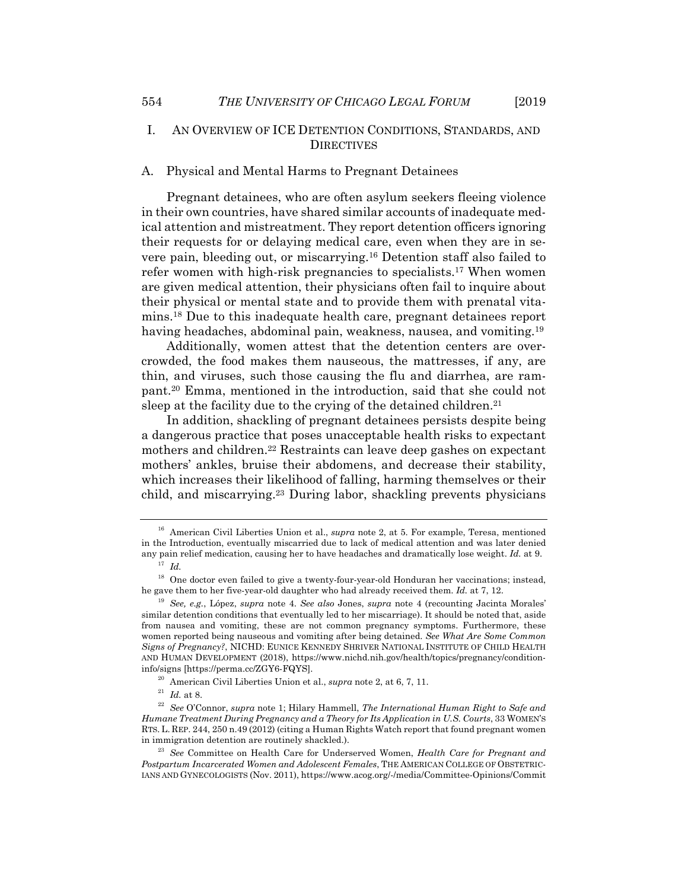## I. AN OVERVIEW OF ICE DETENTION CONDITIONS, STANDARDS, AND DIRECTIVES

### A. Physical and Mental Harms to Pregnant Detainees

Pregnant detainees, who are often asylum seekers fleeing violence in their own countries, have shared similar accounts of inadequate medical attention and mistreatment. They report detention officers ignoring their requests for or delaying medical care, even when they are in severe pain, bleeding out, or miscarrying.[16] Detention staff also failed to refer women with high-risk pregnancies to specialists.[17] When women are given medical attention, their physicians often fail to inquire about their physical or mental state and to provide them with prenatal vitamins.[18] Due to this inadequate health care, pregnant detainees report having headaches, abdominal pain, weakness, nausea, and vomiting.[19]

Additionally, women attest that the detention centers are overcrowded, the food makes them nauseous, the mattresses, if any, are thin, and viruses, such those causing the flu and diarrhea, are rampant.[20] Emma, mentioned in the introduction, said that she could not sleep at the facility due to the crying of the detained children.[21]

In addition, shackling of pregnant detainees persists despite being a dangerous practice that poses unacceptable health risks to expectant mothers and children.[22] Restraints can leave deep gashes on expectant mothers' ankles, bruise their abdomens, and decrease their stability, which increases their likelihood of falling, harming themselves or their child, and miscarrying.[23] During labor, shackling prevents physicians

---

[16] American Civil Liberties Union et al., *supra* note 2, at 5. For example, Teresa, mentioned in the Introduction, eventually miscarried due to lack of medical attention and was later denied any pain relief medication, causing her to have headaches and dramatically lose weight. *Id.* at 9.

[17] *Id.*

[18] One doctor even failed to give a twenty-four-year-old Honduran her vaccinations; instead, he gave them to her five-year-old daughter who had already received them. *Id.* at 7, 12.

[19] *See, e.g.*, López, *supra* note 4. *See also* Jones, *supra* note 4 (recounting Jacinta Morales' similar detention conditions that eventually led to her miscarriage). It should be noted that, aside from nausea and vomiting, these are not common pregnancy symptoms. Furthermore, these women reported being nauseous and vomiting after being detained. *See What Are Some Common Signs of Pregnancy?*, NICHD: EUNICE KENNEDY SHRIVER NATIONAL INSTITUTE OF CHILD HEALTH AND HUMAN DEVELOPMENT (2018), https://www.nichd.nih.gov/health/topics/pregnancy/conditioninfo/signs [https://perma.cc/ZGY6-FQYS].

[20] American Civil Liberties Union et al., *supra* note 2, at 6, 7, 11.

[21] *Id.* at 8.

[22] *See* O'Connor, *supra* note 1; Hilary Hammell, *The International Human Right to Safe and Humane Treatment During Pregnancy and a Theory for Its Application in U.S. Courts*, 33 WOMEN'S RTS. L. REP. 244, 250 n.49 (2012) (citing a Human Rights Watch report that found pregnant women in immigration detention are routinely shackled.).

[23] *See* Committee on Health Care for Underserved Women, *Health Care for Pregnant and Postpartum Incarcerated Women and Adolescent Females*, THE AMERICAN COLLEGE OF OBSTETRICIANS AND GYNECOLOGISTS (Nov. 2011), https://www.acog.org/-/media/Committee-Opinions/Commit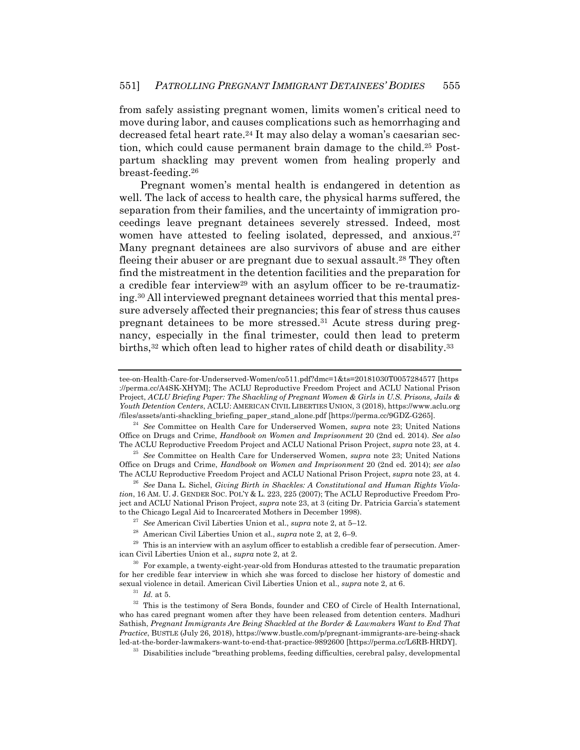from safely assisting pregnant women, limits women's critical need to move during labor, and causes complications such as hemorrhaging and decreased fetal heart rate.[24] It may also delay a woman's caesarian section, which could cause permanent brain damage to the child.[25] Postpartum shackling may prevent women from healing properly and breast-feeding.[26]

Pregnant women's mental health is endangered in detention as well. The lack of access to health care, the physical harms suffered, the separation from their families, and the uncertainty of immigration proceedings leave pregnant detainees severely stressed. Indeed, most women have attested to feeling isolated, depressed, and anxious.[27] Many pregnant detainees are also survivors of abuse and are either fleeing their abuser or are pregnant due to sexual assault.[28] They often find the mistreatment in the detention facilities and the preparation for a credible fear interview[29] with an asylum officer to be re-traumatizing.[30] All interviewed pregnant detainees worried that this mental pressure adversely affected their pregnancies; this fear of stress thus causes pregnant detainees to be more stressed.[31] Acute stress during pregnancy, especially in the final trimester, could then lead to preterm births,[32] which often lead to higher rates of child death or disability.[33]

---

tee-on-Health-Care-for-Underserved-Women/co511.pdf?dmc=1&ts=20181030T0057284577 [https://perma.cc/A4SK-XHYM]; The ACLU Reproductive Freedom Project and ACLU National Prison Project, *ACLU Briefing Paper: The Shackling of Pregnant Women & Girls in U.S. Prisons, Jails & Youth Detention Centers*, ACLU: AMERICAN CIVIL LIBERTIES UNION, 3 (2018), https://www.aclu.org/files/assets/anti-shackling_briefing_paper_stand_alone.pdf [https://perma.cc/9GDZ-G265].

[24] *See* Committee on Health Care for Underserved Women, *supra* note 23; United Nations Office on Drugs and Crime, *Handbook on Women and Imprisonment* 20 (2nd ed. 2014). *See also* The ACLU Reproductive Freedom Project and ACLU National Prison Project, *supra* note 23, at 4.

[25] *See* Committee on Health Care for Underserved Women, *supra* note 23; United Nations Office on Drugs and Crime, *Handbook on Women and Imprisonment* 20 (2nd ed. 2014); *see also* The ACLU Reproductive Freedom Project and ACLU National Prison Project, *supra* note 23, at 4.

[26] *See* Dana L. Sichel, *Giving Birth in Shackles: A Constitutional and Human Rights Violation*, 16 AM. U. J. GENDER SOC. POL'Y & L. 223, 225 (2007); The ACLU Reproductive Freedom Project and ACLU National Prison Project, *supra* note 23, at 3 (citing Dr. Patricia Garcia's statement to the Chicago Legal Aid to Incarcerated Mothers in December 1998).

[27] *See* American Civil Liberties Union et al., *supra* note 2, at 5–12.

[28] American Civil Liberties Union et al., *supra* note 2, at 2, 6–9.

[29] This is an interview with an asylum officer to establish a credible fear of persecution. American Civil Liberties Union et al., *supra* note 2, at 2.

[30] For example, a twenty-eight-year-old from Honduras attested to the traumatic preparation for her credible fear interview in which she was forced to disclose her history of domestic and sexual violence in detail. American Civil Liberties Union et al., *supra* note 2, at 6.

[31] *Id.* at 5.

[32] This is the testimony of Sera Bonds, founder and CEO of Circle of Health International, who has cared pregnant women after they have been released from detention centers. Madhuri Sathish, *Pregnant Immigrants Are Being Shackled at the Border & Lawmakers Want to End That Practice*, BUSTLE (July 26, 2018), https://www.bustle.com/p/pregnant-immigrants-are-being-shackled-at-the-border-lawmakers-want-to-end-that-practice-9892600 [https://perma.cc/L6RB-HRDY].

[33] Disabilities include "breathing problems, feeding difficulties, cerebral palsy, developmental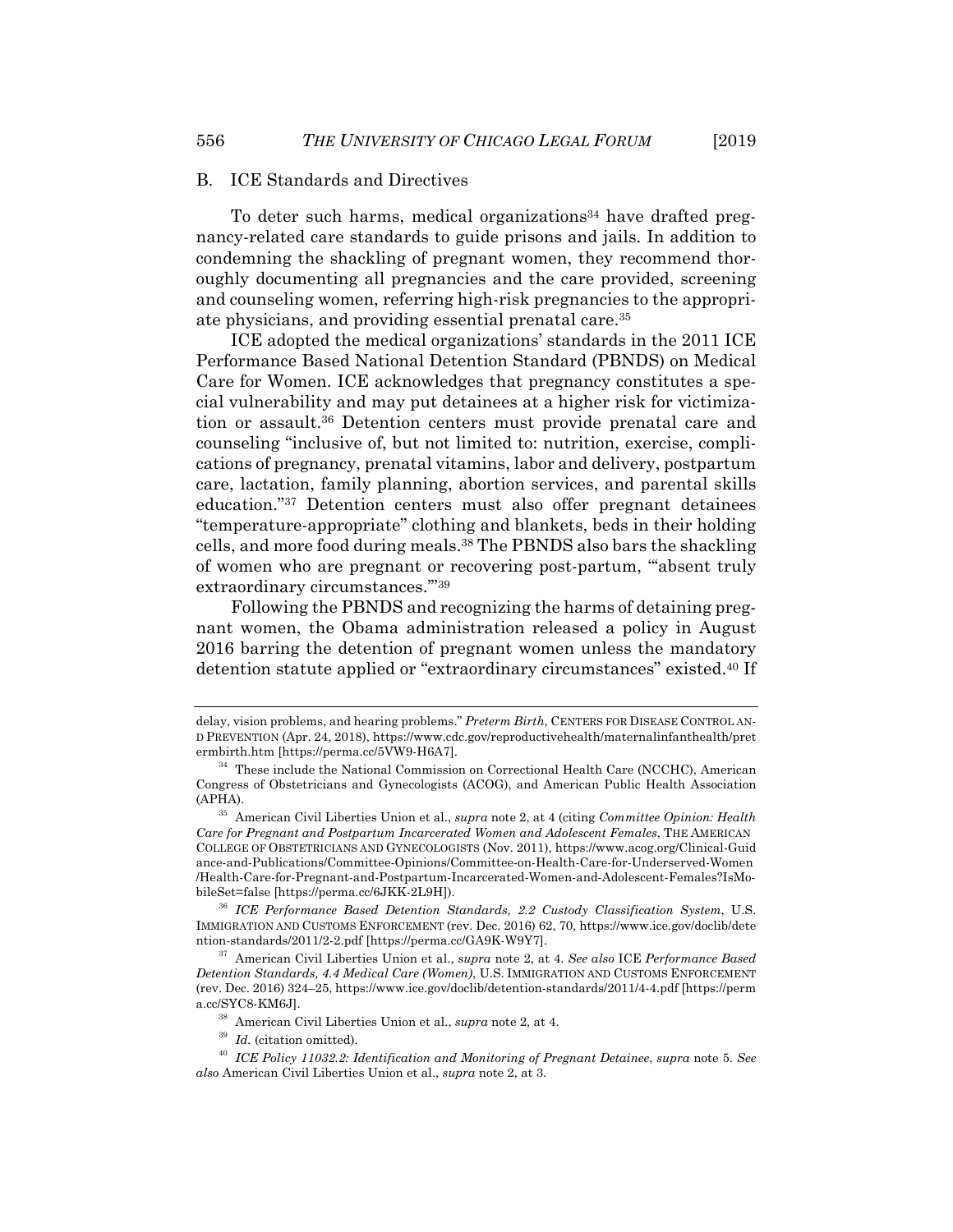## B. ICE Standards and Directives

To deter such harms, medical organizations[34] have drafted pregnancy-related care standards to guide prisons and jails. In addition to condemning the shackling of pregnant women, they recommend thoroughly documenting all pregnancies and the care provided, screening and counseling women, referring high-risk pregnancies to the appropriate physicians, and providing essential prenatal care.[35]

ICE adopted the medical organizations' standards in the 2011 ICE Performance Based National Detention Standard (PBNDS) on Medical Care for Women. ICE acknowledges that pregnancy constitutes a special vulnerability and may put detainees at a higher risk for victimization or assault.[36] Detention centers must provide prenatal care and counseling "inclusive of, but not limited to: nutrition, exercise, complications of pregnancy, prenatal vitamins, labor and delivery, postpartum care, lactation, family planning, abortion services, and parental skills education."[37] Detention centers must also offer pregnant detainees "temperature-appropriate" clothing and blankets, beds in their holding cells, and more food during meals.[38] The PBNDS also bars the shackling of women who are pregnant or recovering post-partum, "'absent truly extraordinary circumstances.'"[39]

Following the PBNDS and recognizing the harms of detaining pregnant women, the Obama administration released a policy in August 2016 barring the detention of pregnant women unless the mandatory detention statute applied or "extraordinary circumstances" existed.[40] If

---

delay, vision problems, and hearing problems." *Preterm Birth*, CENTERS FOR DISEASE CONTROL AND PREVENTION (Apr. 24, 2018), https://www.cdc.gov/reproductivehealth/maternalinfanthealth/pretermbirth.htm [https://perma.cc/5VW9-H6A7].

[34] These include the National Commission on Correctional Health Care (NCCHC), American Congress of Obstetricians and Gynecologists (ACOG), and American Public Health Association (APHA).

[35] American Civil Liberties Union et al., *supra* note 2, at 4 (citing *Committee Opinion: Health Care for Pregnant and Postpartum Incarcerated Women and Adolescent Females*, THE AMERICAN COLLEGE OF OBSTETRICIANS AND GYNECOLOGISTS (Nov. 2011), https://www.acog.org/Clinical-Guidance-and-Publications/Committee-Opinions/Committee-on-Health-Care-for-Underserved-Women/Health-Care-for-Pregnant-and-Postpartum-Incarcerated-Women-and-Adolescent-Females?IsMobileSet=false [https://perma.cc/6JKK-2L9H]).

[36] *ICE Performance Based Detention Standards, 2.2 Custody Classification System*, U.S. IMMIGRATION AND CUSTOMS ENFORCEMENT (rev. Dec. 2016) 62, 70, https://www.ice.gov/doclib/detention-standards/2011/2-2.pdf [https://perma.cc/GA9K-W9Y7].

[37] American Civil Liberties Union et al., *supra* note 2, at 4. *See also* ICE *Performance Based Detention Standards, 4.4 Medical Care (Women)*, U.S. IMMIGRATION AND CUSTOMS ENFORCEMENT (rev. Dec. 2016) 324–25, https://www.ice.gov/doclib/detention-standards/2011/4-4.pdf [https://perma.cc/SYC8-KM6J].

[38] American Civil Liberties Union et al., *supra* note 2, at 4.

[39] *Id.* (citation omitted).

[40] *ICE Policy 11032.2: Identification and Monitoring of Pregnant Detainee*, *supra* note 5. *See also* American Civil Liberties Union et al., *supra* note 2, at 3.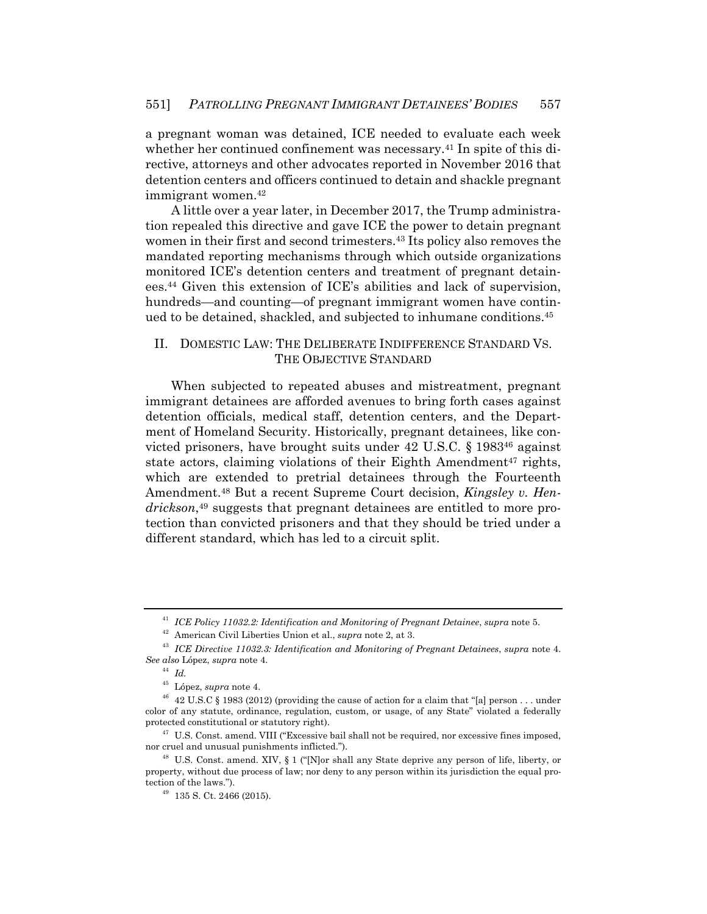a pregnant woman was detained, ICE needed to evaluate each week whether her continued confinement was necessary.[41] In spite of this directive, attorneys and other advocates reported in November 2016 that detention centers and officers continued to detain and shackle pregnant immigrant women.[42]

A little over a year later, in December 2017, the Trump administration repealed this directive and gave ICE the power to detain pregnant women in their first and second trimesters.[43] Its policy also removes the mandated reporting mechanisms through which outside organizations monitored ICE's detention centers and treatment of pregnant detainees.[44] Given this extension of ICE's abilities and lack of supervision, hundreds—and counting—of pregnant immigrant women have continued to be detained, shackled, and subjected to inhumane conditions.[45]

## II. DOMESTIC LAW: THE DELIBERATE INDIFFERENCE STANDARD VS. THE OBJECTIVE STANDARD

When subjected to repeated abuses and mistreatment, pregnant immigrant detainees are afforded avenues to bring forth cases against detention officials, medical staff, detention centers, and the Department of Homeland Security. Historically, pregnant detainees, like convicted prisoners, have brought suits under 42 U.S.C. § 1983[46] against state actors, claiming violations of their Eighth Amendment[47] rights, which are extended to pretrial detainees through the Fourteenth Amendment.[48] But a recent Supreme Court decision, *Kingsley v. Hendrickson*,[49] suggests that pregnant detainees are entitled to more protection than convicted prisoners and that they should be tried under a different standard, which has led to a circuit split.

---

[41] *ICE Policy 11032.2: Identification and Monitoring of Pregnant Detainee*, *supra* note 5.

[42] American Civil Liberties Union et al., *supra* note 2, at 3.

[43] *ICE Directive 11032.3: Identification and Monitoring of Pregnant Detainees*, *supra* note 4. *See also* López, *supra* note 4.

[44] *Id.*

[45] López, *supra* note 4.

[46] 42 U.S.C § 1983 (2012) (providing the cause of action for a claim that "[a] person . . . under color of any statute, ordinance, regulation, custom, or usage, of any State" violated a federally protected constitutional or statutory right).

[47] U.S. Const. amend. VIII ("Excessive bail shall not be required, nor excessive fines imposed, nor cruel and unusual punishments inflicted.").

[48] U.S. Const. amend. XIV, § 1 ("[N]or shall any State deprive any person of life, liberty, or property, without due process of law; nor deny to any person within its jurisdiction the equal protection of the laws.").

[49] 135 S. Ct. 2466 (2015).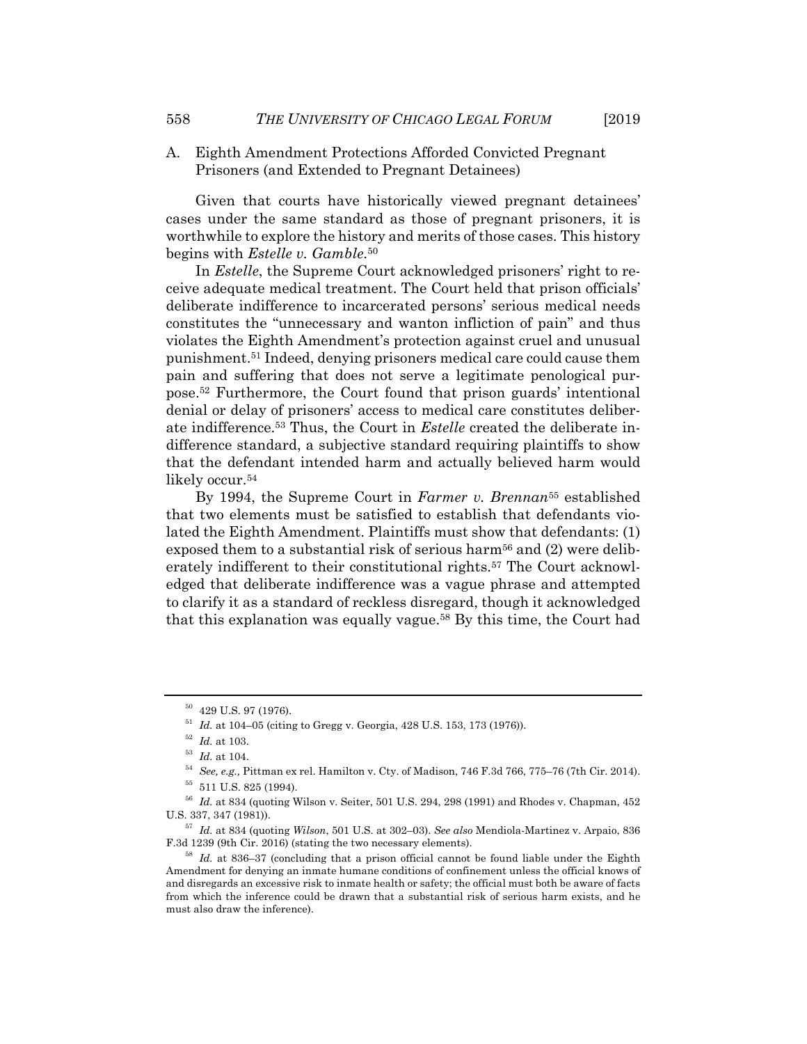### A. Eighth Amendment Protections Afforded Convicted Pregnant Prisoners (and Extended to Pregnant Detainees)

Given that courts have historically viewed pregnant detainees' cases under the same standard as those of pregnant prisoners, it is worthwhile to explore the history and merits of those cases. This history begins with *Estelle v. Gamble*.[50]

In *Estelle*, the Supreme Court acknowledged prisoners' right to receive adequate medical treatment. The Court held that prison officials' deliberate indifference to incarcerated persons' serious medical needs constitutes the "unnecessary and wanton infliction of pain" and thus violates the Eighth Amendment's protection against cruel and unusual punishment.[51] Indeed, denying prisoners medical care could cause them pain and suffering that does not serve a legitimate penological purpose.[52] Furthermore, the Court found that prison guards' intentional denial or delay of prisoners' access to medical care constitutes deliberate indifference.[53] Thus, the Court in *Estelle* created the deliberate indifference standard, a subjective standard requiring plaintiffs to show that the defendant intended harm and actually believed harm would likely occur.[54]

By 1994, the Supreme Court in *Farmer v. Brennan*[55] established that two elements must be satisfied to establish that defendants violated the Eighth Amendment. Plaintiffs must show that defendants: (1) exposed them to a substantial risk of serious harm[56] and (2) were deliberately indifferent to their constitutional rights.[57] The Court acknowledged that deliberate indifference was a vague phrase and attempted to clarify it as a standard of reckless disregard, though it acknowledged that this explanation was equally vague.[58] By this time, the Court had

---

[50] 429 U.S. 97 (1976).

[51] *Id.* at 104–05 (citing to Gregg v. Georgia, 428 U.S. 153, 173 (1976)).

[52] *Id.* at 103.

[53] *Id.* at 104.

[54] *See, e.g.,* Pittman ex rel. Hamilton v. Cty. of Madison, 746 F.3d 766, 775–76 (7th Cir. 2014).

[55] 511 U.S. 825 (1994).

[56] *Id.* at 834 (quoting Wilson v. Seiter, 501 U.S. 294, 298 (1991) and Rhodes v. Chapman, 452 U.S. 337, 347 (1981)).

[57] *Id.* at 834 (quoting *Wilson*, 501 U.S. at 302–03). *See also* Mendiola-Martinez v. Arpaio, 836 F.3d 1239 (9th Cir. 2016) (stating the two necessary elements).

[58] *Id.* at 836–37 (concluding that a prison official cannot be found liable under the Eighth Amendment for denying an inmate humane conditions of confinement unless the official knows of and disregards an excessive risk to inmate health or safety; the official must both be aware of facts from which the inference could be drawn that a substantial risk of serious harm exists, and he must also draw the inference).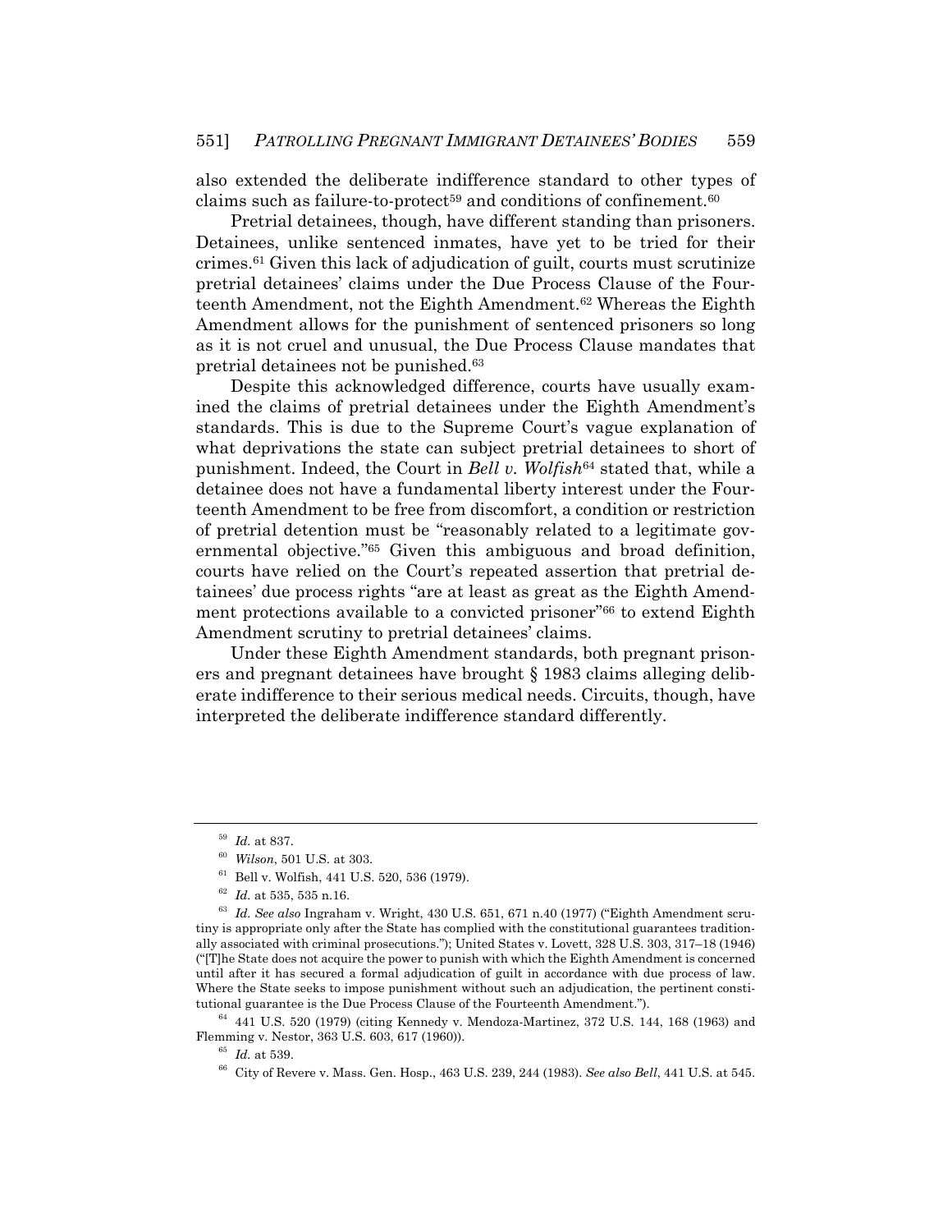also extended the deliberate indifference standard to other types of claims such as failure-to-protect[59] and conditions of confinement.[60]

Pretrial detainees, though, have different standing than prisoners. Detainees, unlike sentenced inmates, have yet to be tried for their crimes.[61] Given this lack of adjudication of guilt, courts must scrutinize pretrial detainees' claims under the Due Process Clause of the Fourteenth Amendment, not the Eighth Amendment.[62] Whereas the Eighth Amendment allows for the punishment of sentenced prisoners so long as it is not cruel and unusual, the Due Process Clause mandates that pretrial detainees not be punished.[63]

Despite this acknowledged difference, courts have usually examined the claims of pretrial detainees under the Eighth Amendment's standards. This is due to the Supreme Court's vague explanation of what deprivations the state can subject pretrial detainees to short of punishment. Indeed, the Court in *Bell v. Wolfish*[64] stated that, while a detainee does not have a fundamental liberty interest under the Fourteenth Amendment to be free from discomfort, a condition or restriction of pretrial detention must be "reasonably related to a legitimate governmental objective."[65] Given this ambiguous and broad definition, courts have relied on the Court's repeated assertion that pretrial detainees' due process rights "are at least as great as the Eighth Amendment protections available to a convicted prisoner"[66] to extend Eighth Amendment scrutiny to pretrial detainees' claims.

Under these Eighth Amendment standards, both pregnant prisoners and pregnant detainees have brought § 1983 claims alleging deliberate indifference to their serious medical needs. Circuits, though, have interpreted the deliberate indifference standard differently.

---

[59] *Id.* at 837.

[60] *Wilson*, 501 U.S. at 303.

[61] Bell v. Wolfish, 441 U.S. 520, 536 (1979).

[62] *Id.* at 535, 535 n.16.

[63] *Id. See also* Ingraham v. Wright, 430 U.S. 651, 671 n.40 (1977) ("Eighth Amendment scrutiny is appropriate only after the State has complied with the constitutional guarantees traditionally associated with criminal prosecutions."); United States v. Lovett, 328 U.S. 303, 317–18 (1946) ("[T]he State does not acquire the power to punish with which the Eighth Amendment is concerned until after it has secured a formal adjudication of guilt in accordance with due process of law. Where the State seeks to impose punishment without such an adjudication, the pertinent constitutional guarantee is the Due Process Clause of the Fourteenth Amendment.").

[64] 441 U.S. 520 (1979) (citing Kennedy v. Mendoza-Martinez, 372 U.S. 144, 168 (1963) and Flemming v. Nestor, 363 U.S. 603, 617 (1960)).

[65] *Id.* at 539.

[66] City of Revere v. Mass. Gen. Hosp., 463 U.S. 239, 244 (1983). *See also Bell*, 441 U.S. at 545.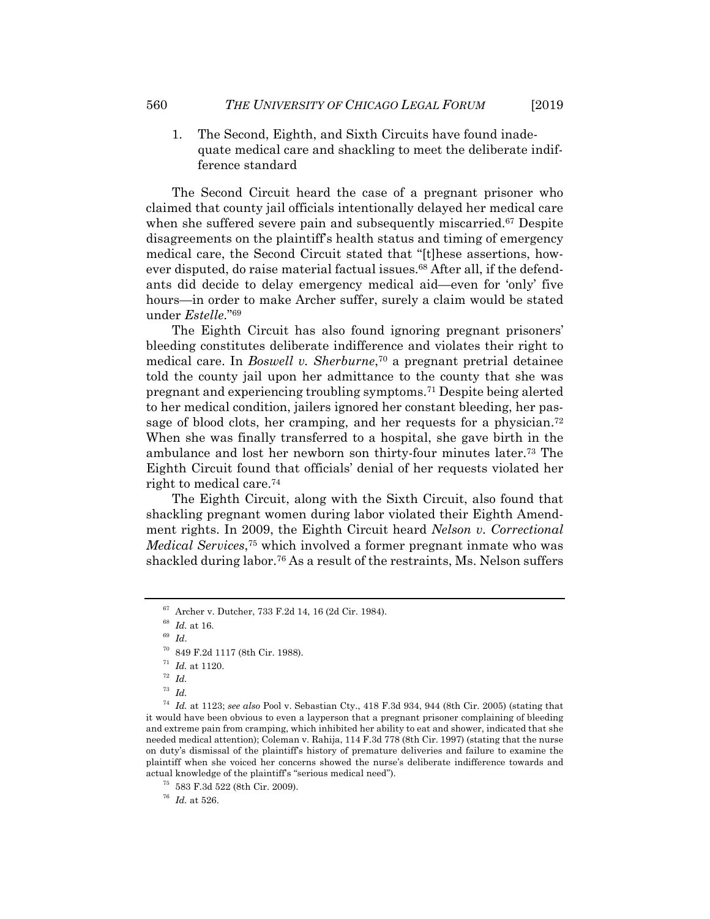1. The Second, Eighth, and Sixth Circuits have found inadequate medical care and shackling to meet the deliberate indifference standard

The Second Circuit heard the case of a pregnant prisoner who claimed that county jail officials intentionally delayed her medical care when she suffered severe pain and subsequently miscarried.[67] Despite disagreements on the plaintiff's health status and timing of emergency medical care, the Second Circuit stated that "[t]hese assertions, however disputed, do raise material factual issues.[68] After all, if the defendants did decide to delay emergency medical aid—even for 'only' five hours—in order to make Archer suffer, surely a claim would be stated under *Estelle*."[69]

The Eighth Circuit has also found ignoring pregnant prisoners' bleeding constitutes deliberate indifference and violates their right to medical care. In *Boswell v. Sherburne*,[70] a pregnant pretrial detainee told the county jail upon her admittance to the county that she was pregnant and experiencing troubling symptoms.[71] Despite being alerted to her medical condition, jailers ignored her constant bleeding, her passage of blood clots, her cramping, and her requests for a physician.[72] When she was finally transferred to a hospital, she gave birth in the ambulance and lost her newborn son thirty-four minutes later.[73] The Eighth Circuit found that officials' denial of her requests violated her right to medical care.[74]

The Eighth Circuit, along with the Sixth Circuit, also found that shackling pregnant women during labor violated their Eighth Amendment rights. In 2009, the Eighth Circuit heard *Nelson v. Correctional Medical Services*,[75] which involved a former pregnant inmate who was shackled during labor.[76] As a result of the restraints, Ms. Nelson suffers

---

[67] Archer v. Dutcher, 733 F.2d 14, 16 (2d Cir. 1984).

[68] *Id.* at 16.

[69] *Id.*

[70] 849 F.2d 1117 (8th Cir. 1988).

[71] *Id.* at 1120.

[72] *Id.*

[73] *Id.*

[74] *Id.* at 1123; *see also* Pool v. Sebastian Cty., 418 F.3d 934, 944 (8th Cir. 2005) (stating that it would have been obvious to even a layperson that a pregnant prisoner complaining of bleeding and extreme pain from cramping, which inhibited her ability to eat and shower, indicated that she needed medical attention); Coleman v. Rahija, 114 F.3d 778 (8th Cir. 1997) (stating that the nurse on duty's dismissal of the plaintiff's history of premature deliveries and failure to examine the plaintiff when she voiced her concerns showed the nurse's deliberate indifference towards and actual knowledge of the plaintiff's "serious medical need").

[75] 583 F.3d 522 (8th Cir. 2009).

[76] *Id.* at 526.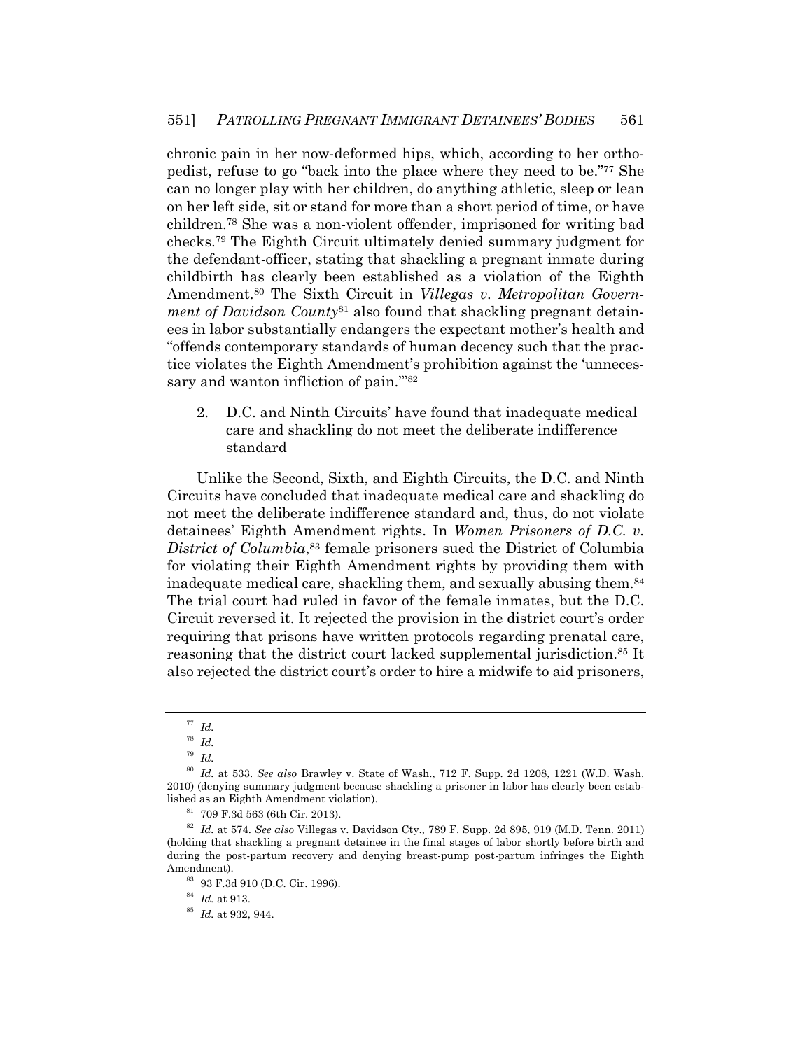chronic pain in her now-deformed hips, which, according to her orthopedist, refuse to go "back into the place where they need to be."[77] She can no longer play with her children, do anything athletic, sleep or lean on her left side, sit or stand for more than a short period of time, or have children.[78] She was a non-violent offender, imprisoned for writing bad checks.[79] The Eighth Circuit ultimately denied summary judgment for the defendant-officer, stating that shackling a pregnant inmate during childbirth has clearly been established as a violation of the Eighth Amendment.[80] The Sixth Circuit in *Villegas v. Metropolitan Government of Davidson County*[81] also found that shackling pregnant detainees in labor substantially endangers the expectant mother's health and "offends contemporary standards of human decency such that the practice violates the Eighth Amendment's prohibition against the 'unnecessary and wanton infliction of pain.'"[82]

2. D.C. and Ninth Circuits' have found that inadequate medical care and shackling do not meet the deliberate indifference standard

Unlike the Second, Sixth, and Eighth Circuits, the D.C. and Ninth Circuits have concluded that inadequate medical care and shackling do not meet the deliberate indifference standard and, thus, do not violate detainees' Eighth Amendment rights. In *Women Prisoners of D.C. v. District of Columbia*,[83] female prisoners sued the District of Columbia for violating their Eighth Amendment rights by providing them with inadequate medical care, shackling them, and sexually abusing them.[84] The trial court had ruled in favor of the female inmates, but the D.C. Circuit reversed it. It rejected the provision in the district court's order requiring that prisons have written protocols regarding prenatal care, reasoning that the district court lacked supplemental jurisdiction.[85] It also rejected the district court's order to hire a midwife to aid prisoners,

---

[77] *Id.*

[78] *Id.*

[79] *Id.*

[80] *Id.* at 533. *See also* Brawley v. State of Wash., 712 F. Supp. 2d 1208, 1221 (W.D. Wash. 2010) (denying summary judgment because shackling a prisoner in labor has clearly been established as an Eighth Amendment violation).

[81] 709 F.3d 563 (6th Cir. 2013).

[82] *Id.* at 574. *See also* Villegas v. Davidson Cty., 789 F. Supp. 2d 895, 919 (M.D. Tenn. 2011) (holding that shackling a pregnant detainee in the final stages of labor shortly before birth and during the post-partum recovery and denying breast-pump post-partum infringes the Eighth Amendment).

[83] 93 F.3d 910 (D.C. Cir. 1996).

[84] *Id.* at 913.

[85] *Id.* at 932, 944.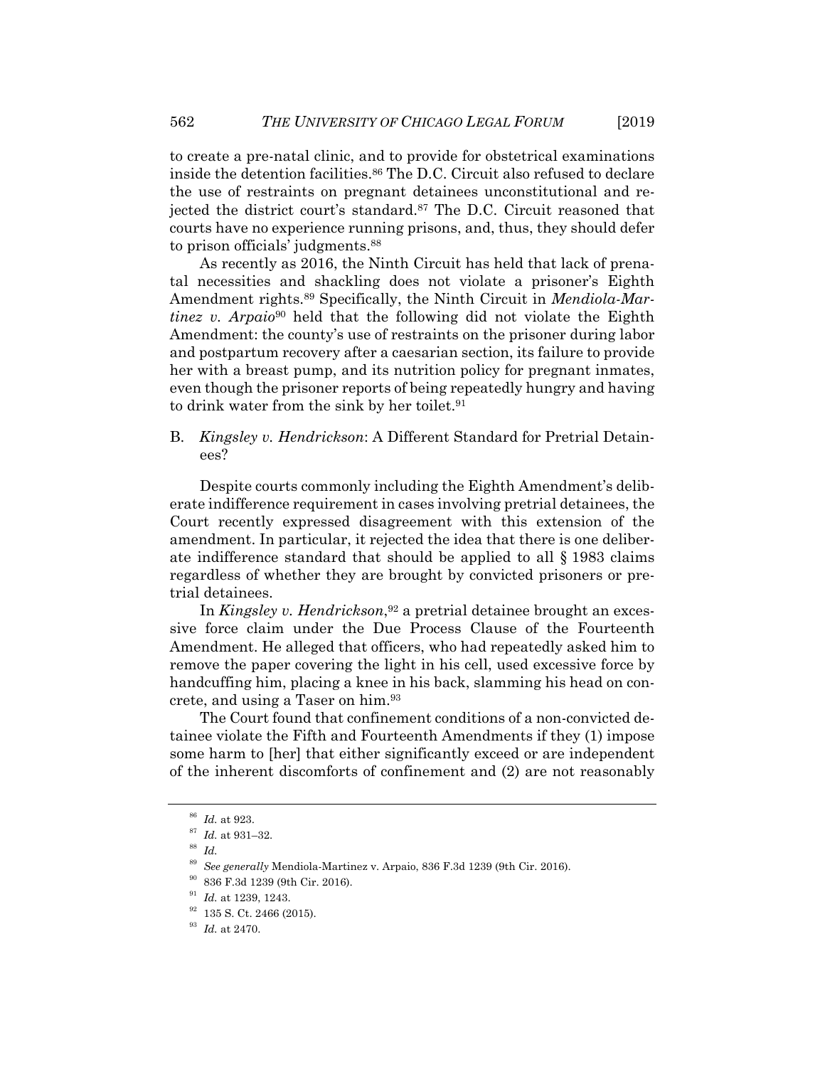to create a pre-natal clinic, and to provide for obstetrical examinations inside the detention facilities.[86] The D.C. Circuit also refused to declare the use of restraints on pregnant detainees unconstitutional and rejected the district court's standard.[87] The D.C. Circuit reasoned that courts have no experience running prisons, and, thus, they should defer to prison officials' judgments.[88]

As recently as 2016, the Ninth Circuit has held that lack of prenatal necessities and shackling does not violate a prisoner's Eighth Amendment rights.[89] Specifically, the Ninth Circuit in *Mendiola-Martinez v. Arpaio*[90] held that the following did not violate the Eighth Amendment: the county's use of restraints on the prisoner during labor and postpartum recovery after a caesarian section, its failure to provide her with a breast pump, and its nutrition policy for pregnant inmates, even though the prisoner reports of being repeatedly hungry and having to drink water from the sink by her toilet.[91]

### B. *Kingsley v. Hendrickson*: A Different Standard for Pretrial Detainees?

Despite courts commonly including the Eighth Amendment's deliberate indifference requirement in cases involving pretrial detainees, the Court recently expressed disagreement with this extension of the amendment. In particular, it rejected the idea that there is one deliberate indifference standard that should be applied to all § 1983 claims regardless of whether they are brought by convicted prisoners or pretrial detainees.

In *Kingsley v. Hendrickson*,[92] a pretrial detainee brought an excessive force claim under the Due Process Clause of the Fourteenth Amendment. He alleged that officers, who had repeatedly asked him to remove the paper covering the light in his cell, used excessive force by handcuffing him, placing a knee in his back, slamming his head on concrete, and using a Taser on him.[93]

The Court found that confinement conditions of a non-convicted detainee violate the Fifth and Fourteenth Amendments if they (1) impose some harm to [her] that either significantly exceed or are independent of the inherent discomforts of confinement and (2) are not reasonably

---

[86] *Id.* at 923.

[87] *Id.* at 931–32.

[88] *Id.*

[89] *See generally* Mendiola-Martinez v. Arpaio, 836 F.3d 1239 (9th Cir. 2016).

[90] 836 F.3d 1239 (9th Cir. 2016).

[91] *Id.* at 1239, 1243.

[92] 135 S. Ct. 2466 (2015).

[93] *Id.* at 2470.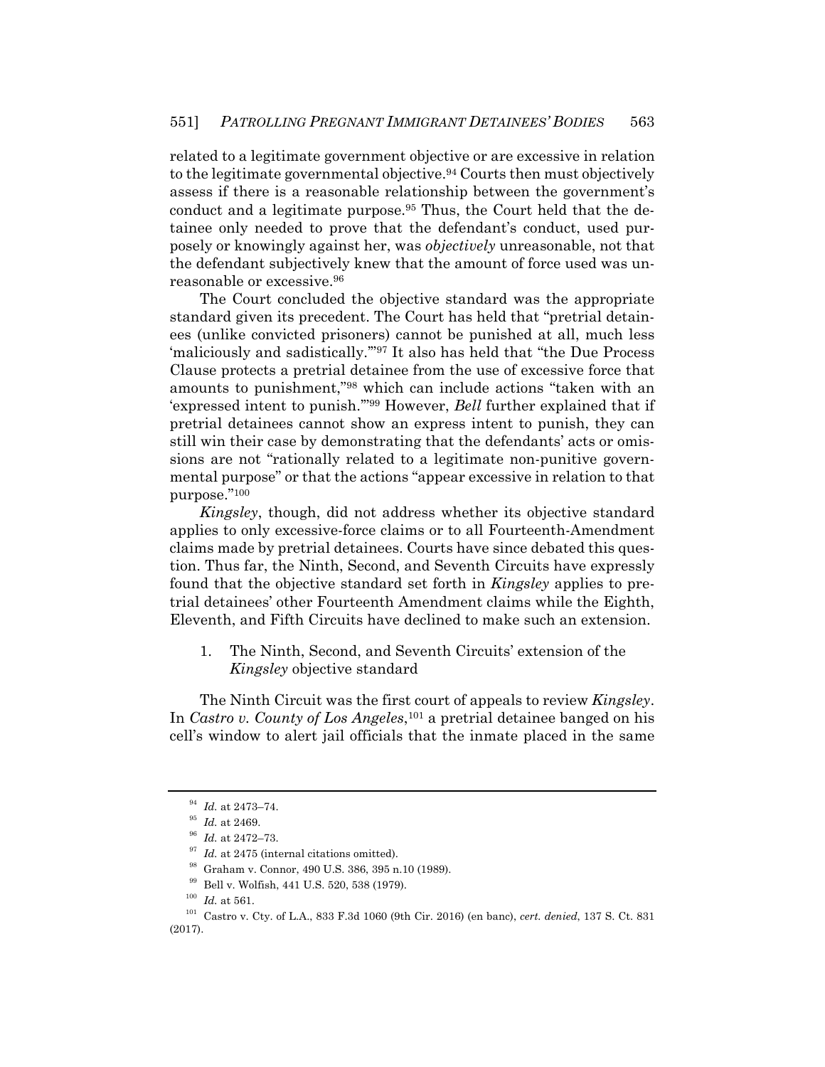related to a legitimate government objective or are excessive in relation to the legitimate governmental objective.[94] Courts then must objectively assess if there is a reasonable relationship between the government's conduct and a legitimate purpose.[95] Thus, the Court held that the detainee only needed to prove that the defendant's conduct, used purposely or knowingly against her, was *objectively* unreasonable, not that the defendant subjectively knew that the amount of force used was unreasonable or excessive.[96]

The Court concluded the objective standard was the appropriate standard given its precedent. The Court has held that "pretrial detainees (unlike convicted prisoners) cannot be punished at all, much less 'maliciously and sadistically.'"[97] It also has held that "the Due Process Clause protects a pretrial detainee from the use of excessive force that amounts to punishment,"[98] which can include actions "taken with an 'expressed intent to punish.'"[99] However, *Bell* further explained that if pretrial detainees cannot show an express intent to punish, they can still win their case by demonstrating that the defendants' acts or omissions are not "rationally related to a legitimate non-punitive governmental purpose" or that the actions "appear excessive in relation to that purpose."[100]

*Kingsley*, though, did not address whether its objective standard applies to only excessive-force claims or to all Fourteenth-Amendment claims made by pretrial detainees. Courts have since debated this question. Thus far, the Ninth, Second, and Seventh Circuits have expressly found that the objective standard set forth in *Kingsley* applies to pretrial detainees' other Fourteenth Amendment claims while the Eighth, Eleventh, and Fifth Circuits have declined to make such an extension.

1. The Ninth, Second, and Seventh Circuits' extension of the *Kingsley* objective standard

The Ninth Circuit was the first court of appeals to review *Kingsley*. In *Castro v. County of Los Angeles*,[101] a pretrial detainee banged on his cell's window to alert jail officials that the inmate placed in the same

---

[94] *Id.* at 2473–74.

[95] *Id.* at 2469.

[96] *Id.* at 2472–73.

[97] *Id.* at 2475 (internal citations omitted).

[98] Graham v. Connor, 490 U.S. 386, 395 n.10 (1989).

[99] Bell v. Wolfish, 441 U.S. 520, 538 (1979).

[100] *Id.* at 561.

[101] Castro v. Cty. of L.A., 833 F.3d 1060 (9th Cir. 2016) (en banc), *cert. denied*, 137 S. Ct. 831 (2017).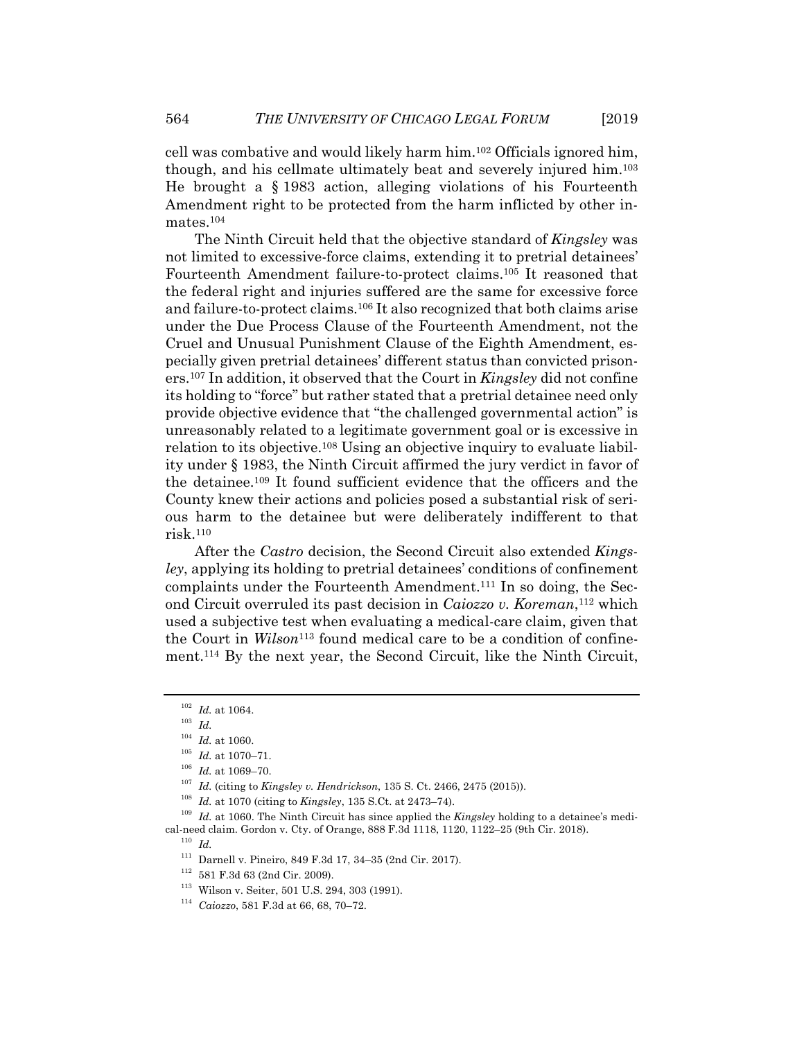cell was combative and would likely harm him.[102] Officials ignored him, though, and his cellmate ultimately beat and severely injured him.[103] He brought a § 1983 action, alleging violations of his Fourteenth Amendment right to be protected from the harm inflicted by other inmates.[104]

The Ninth Circuit held that the objective standard of *Kingsley* was not limited to excessive-force claims, extending it to pretrial detainees' Fourteenth Amendment failure-to-protect claims.[105] It reasoned that the federal right and injuries suffered are the same for excessive force and failure-to-protect claims.[106] It also recognized that both claims arise under the Due Process Clause of the Fourteenth Amendment, not the Cruel and Unusual Punishment Clause of the Eighth Amendment, especially given pretrial detainees' different status than convicted prisoners.[107] In addition, it observed that the Court in *Kingsley* did not confine its holding to "force" but rather stated that a pretrial detainee need only provide objective evidence that "the challenged governmental action" is unreasonably related to a legitimate government goal or is excessive in relation to its objective.[108] Using an objective inquiry to evaluate liability under § 1983, the Ninth Circuit affirmed the jury verdict in favor of the detainee.[109] It found sufficient evidence that the officers and the County knew their actions and policies posed a substantial risk of serious harm to the detainee but were deliberately indifferent to that risk.[110]

After the *Castro* decision, the Second Circuit also extended *Kingsley*, applying its holding to pretrial detainees' conditions of confinement complaints under the Fourteenth Amendment.[111] In so doing, the Second Circuit overruled its past decision in *Caiozzo v. Koreman*,[112] which used a subjective test when evaluating a medical-care claim, given that the Court in *Wilson*[113] found medical care to be a condition of confinement.[114] By the next year, the Second Circuit, like the Ninth Circuit,

---

[102] *Id.* at 1064.

[103] *Id.*

[104] *Id.* at 1060.

[105] *Id.* at 1070–71.

[106] *Id.* at 1069–70.

[107] *Id.* (citing to *Kingsley v. Hendrickson*, 135 S. Ct. 2466, 2475 (2015)).

[108] *Id.* at 1070 (citing to *Kingsley*, 135 S.Ct. at 2473–74).

[109] *Id.* at 1060. The Ninth Circuit has since applied the *Kingsley* holding to a detainee's medical-need claim. Gordon v. Cty. of Orange, 888 F.3d 1118, 1120, 1122–25 (9th Cir. 2018).

[110] *Id.*

[111] Darnell v. Pineiro, 849 F.3d 17, 34–35 (2nd Cir. 2017).

[112] 581 F.3d 63 (2nd Cir. 2009).

[113] Wilson v. Seiter, 501 U.S. 294, 303 (1991).

[114] *Caiozzo*, 581 F.3d at 66, 68, 70–72.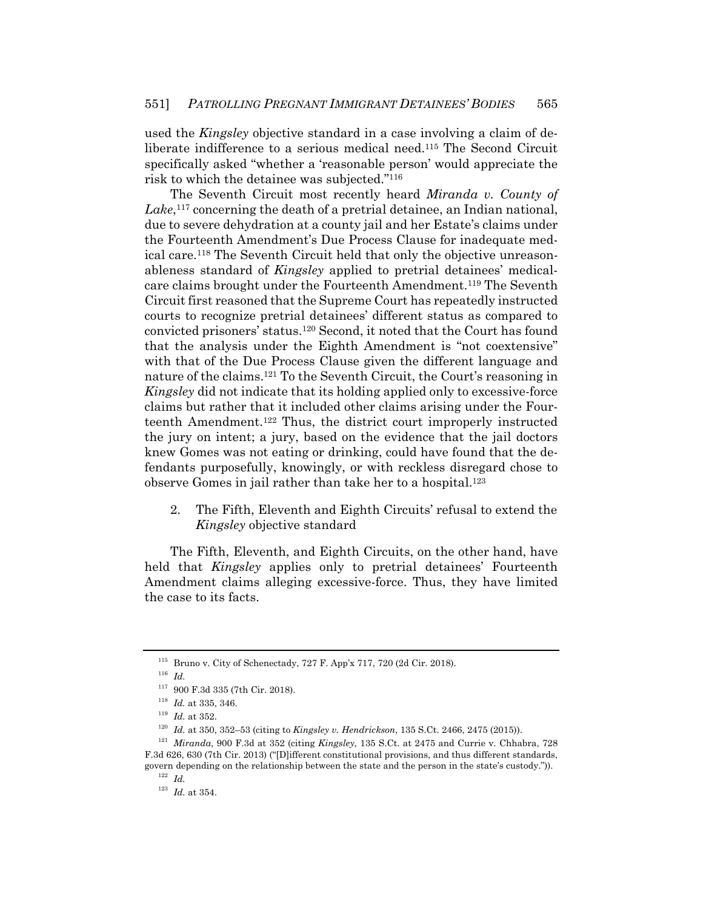used the *Kingsley* objective standard in a case involving a claim of deliberate indifference to a serious medical need.[115] The Second Circuit specifically asked "whether a 'reasonable person' would appreciate the risk to which the detainee was subjected."[116]

The Seventh Circuit most recently heard *Miranda v. County of Lake*,[117] concerning the death of a pretrial detainee, an Indian national, due to severe dehydration at a county jail and her Estate's claims under the Fourteenth Amendment's Due Process Clause for inadequate medical care.[118] The Seventh Circuit held that only the objective unreasonableness standard of *Kingsley* applied to pretrial detainees' medical-care claims brought under the Fourteenth Amendment.[119] The Seventh Circuit first reasoned that the Supreme Court has repeatedly instructed courts to recognize pretrial detainees' different status as compared to convicted prisoners' status.[120] Second, it noted that the Court has found that the analysis under the Eighth Amendment is "not coextensive" with that of the Due Process Clause given the different language and nature of the claims.[121] To the Seventh Circuit, the Court's reasoning in *Kingsley* did not indicate that its holding applied only to excessive-force claims but rather that it included other claims arising under the Fourteenth Amendment.[122] Thus, the district court improperly instructed the jury on intent; a jury, based on the evidence that the jail doctors knew Gomes was not eating or drinking, could have found that the defendants purposefully, knowingly, or with reckless disregard chose to observe Gomes in jail rather than take her to a hospital.[123]

2. The Fifth, Eleventh and Eighth Circuits' refusal to extend the *Kingsley* objective standard

The Fifth, Eleventh, and Eighth Circuits, on the other hand, have held that *Kingsley* applies only to pretrial detainees' Fourteenth Amendment claims alleging excessive-force. Thus, they have limited the case to its facts.

---

[115] Bruno v. City of Schenectady, 727 F. App'x 717, 720 (2d Cir. 2018).

[116] *Id.*

[117] 900 F.3d 335 (7th Cir. 2018).

[118] *Id.* at 335, 346.

[119] *Id.* at 352.

[120] *Id.* at 350, 352–53 (citing to *Kingsley v. Hendrickson*, 135 S.Ct. 2466, 2475 (2015)).

[121] *Miranda*, 900 F.3d at 352 (citing *Kingsley*, 135 S.Ct. at 2475 and Currie v. Chhabra, 728 F.3d 626, 630 (7th Cir. 2013) ("[D]ifferent constitutional provisions, and thus different standards, govern depending on the relationship between the state and the person in the state's custody.")).

[122] *Id.*

[123] *Id.* at 354.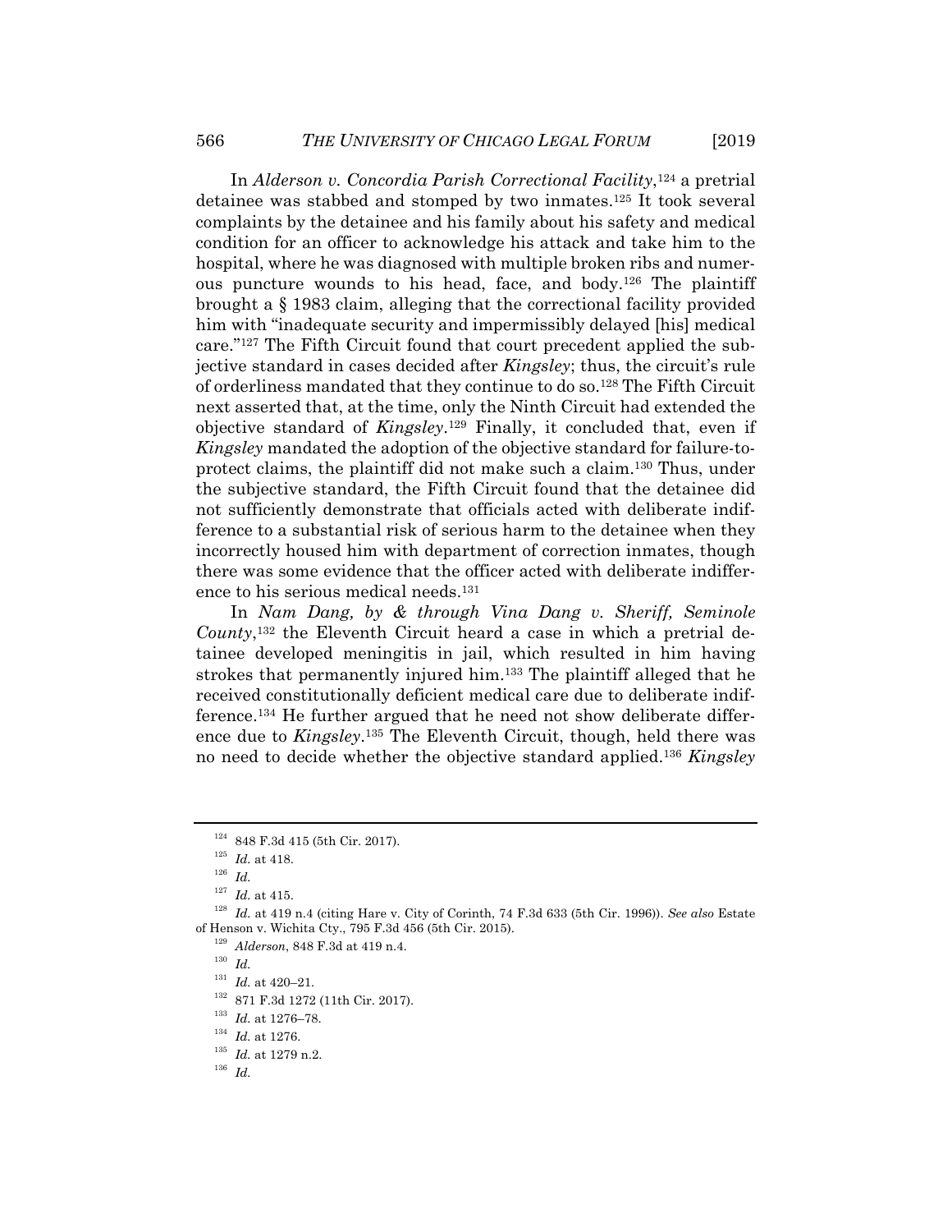In *Alderson v. Concordia Parish Correctional Facility*,[124] a pretrial detainee was stabbed and stomped by two inmates.[125] It took several complaints by the detainee and his family about his safety and medical condition for an officer to acknowledge his attack and take him to the hospital, where he was diagnosed with multiple broken ribs and numerous puncture wounds to his head, face, and body.[126] The plaintiff brought a § 1983 claim, alleging that the correctional facility provided him with "inadequate security and impermissibly delayed [his] medical care."[127] The Fifth Circuit found that court precedent applied the subjective standard in cases decided after *Kingsley*; thus, the circuit's rule of orderliness mandated that they continue to do so.[128] The Fifth Circuit next asserted that, at the time, only the Ninth Circuit had extended the objective standard of *Kingsley*.[129] Finally, it concluded that, even if *Kingsley* mandated the adoption of the objective standard for failure-to-protect claims, the plaintiff did not make such a claim.[130] Thus, under the subjective standard, the Fifth Circuit found that the detainee did not sufficiently demonstrate that officials acted with deliberate indifference to a substantial risk of serious harm to the detainee when they incorrectly housed him with department of correction inmates, though there was some evidence that the officer acted with deliberate indifference to his serious medical needs.[131]

In *Nam Dang, by & through Vina Dang v. Sheriff, Seminole County*,[132] the Eleventh Circuit heard a case in which a pretrial detainee developed meningitis in jail, which resulted in him having strokes that permanently injured him.[133] The plaintiff alleged that he received constitutionally deficient medical care due to deliberate indifference.[134] He further argued that he need not show deliberate difference due to *Kingsley*.[135] The Eleventh Circuit, though, held there was no need to decide whether the objective standard applied.[136] *Kingsley*

---

[124] 848 F.3d 415 (5th Cir. 2017).

[125] *Id.* at 418.

[126] *Id.*

[127] *Id.* at 415.

[128] *Id.* at 419 n.4 (citing Hare v. City of Corinth, 74 F.3d 633 (5th Cir. 1996)). *See also* Estate of Henson v. Wichita Cty., 795 F.3d 456 (5th Cir. 2015).

[129] *Alderson*, 848 F.3d at 419 n.4.

[130] *Id.*

[131] *Id.* at 420–21.

[132] 871 F.3d 1272 (11th Cir. 2017).

[133] *Id.* at 1276–78.

[134] *Id.* at 1276.

[135] *Id.* at 1279 n.2.

[136] *Id.*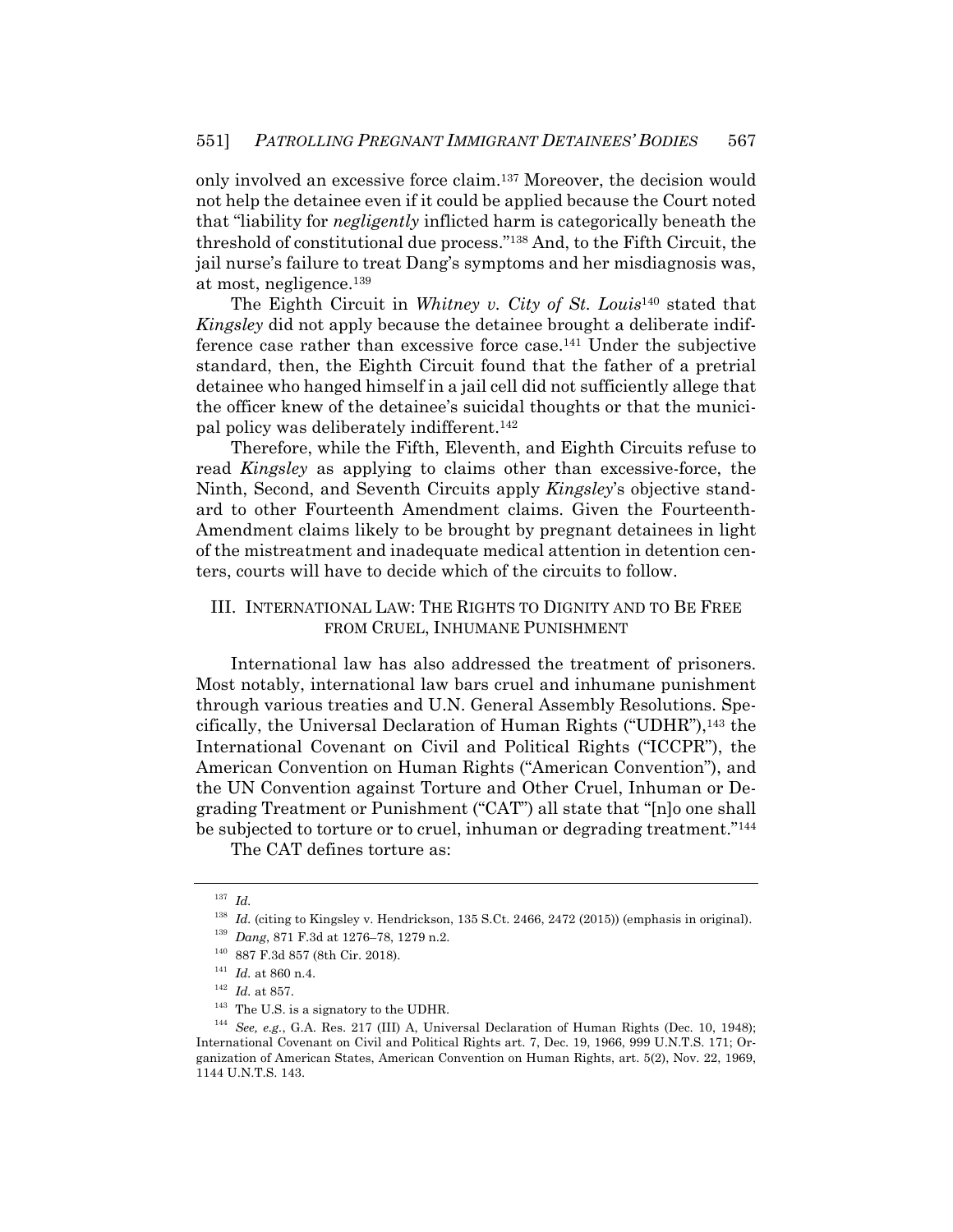only involved an excessive force claim.[137] Moreover, the decision would not help the detainee even if it could be applied because the Court noted that "liability for *negligently* inflicted harm is categorically beneath the threshold of constitutional due process."[138] And, to the Fifth Circuit, the jail nurse's failure to treat Dang's symptoms and her misdiagnosis was, at most, negligence.[139]

The Eighth Circuit in *Whitney v. City of St. Louis*[140] stated that *Kingsley* did not apply because the detainee brought a deliberate indifference case rather than excessive force case.[141] Under the subjective standard, then, the Eighth Circuit found that the father of a pretrial detainee who hanged himself in a jail cell did not sufficiently allege that the officer knew of the detainee's suicidal thoughts or that the municipal policy was deliberately indifferent.[142]

Therefore, while the Fifth, Eleventh, and Eighth Circuits refuse to read *Kingsley* as applying to claims other than excessive-force, the Ninth, Second, and Seventh Circuits apply *Kingsley*'s objective standard to other Fourteenth Amendment claims. Given the Fourteenth-Amendment claims likely to be brought by pregnant detainees in light of the mistreatment and inadequate medical attention in detention centers, courts will have to decide which of the circuits to follow.

## III. International Law: The Rights to Dignity and to Be Free from Cruel, Inhumane Punishment

International law has also addressed the treatment of prisoners. Most notably, international law bars cruel and inhumane punishment through various treaties and U.N. General Assembly Resolutions. Specifically, the Universal Declaration of Human Rights ("UDHR"),[143] the International Covenant on Civil and Political Rights ("ICCPR"), the American Convention on Human Rights ("American Convention"), and the UN Convention against Torture and Other Cruel, Inhuman or Degrading Treatment or Punishment ("CAT") all state that "[n]o one shall be subjected to torture or to cruel, inhuman or degrading treatment."[144]

The CAT defines torture as:

---

[137] *Id.*

[138] *Id.* (citing to Kingsley v. Hendrickson, 135 S.Ct. 2466, 2472 (2015)) (emphasis in original).

[139] *Dang*, 871 F.3d at 1276–78, 1279 n.2.

[140] 887 F.3d 857 (8th Cir. 2018).

[141] *Id.* at 860 n.4.

[142] *Id.* at 857.

[143] The U.S. is a signatory to the UDHR.

[144] *See, e.g.*, G.A. Res. 217 (III) A, Universal Declaration of Human Rights (Dec. 10, 1948); International Covenant on Civil and Political Rights art. 7, Dec. 19, 1966, 999 U.N.T.S. 171; Organization of American States, American Convention on Human Rights, art. 5(2), Nov. 22, 1969, 1144 U.N.T.S. 143.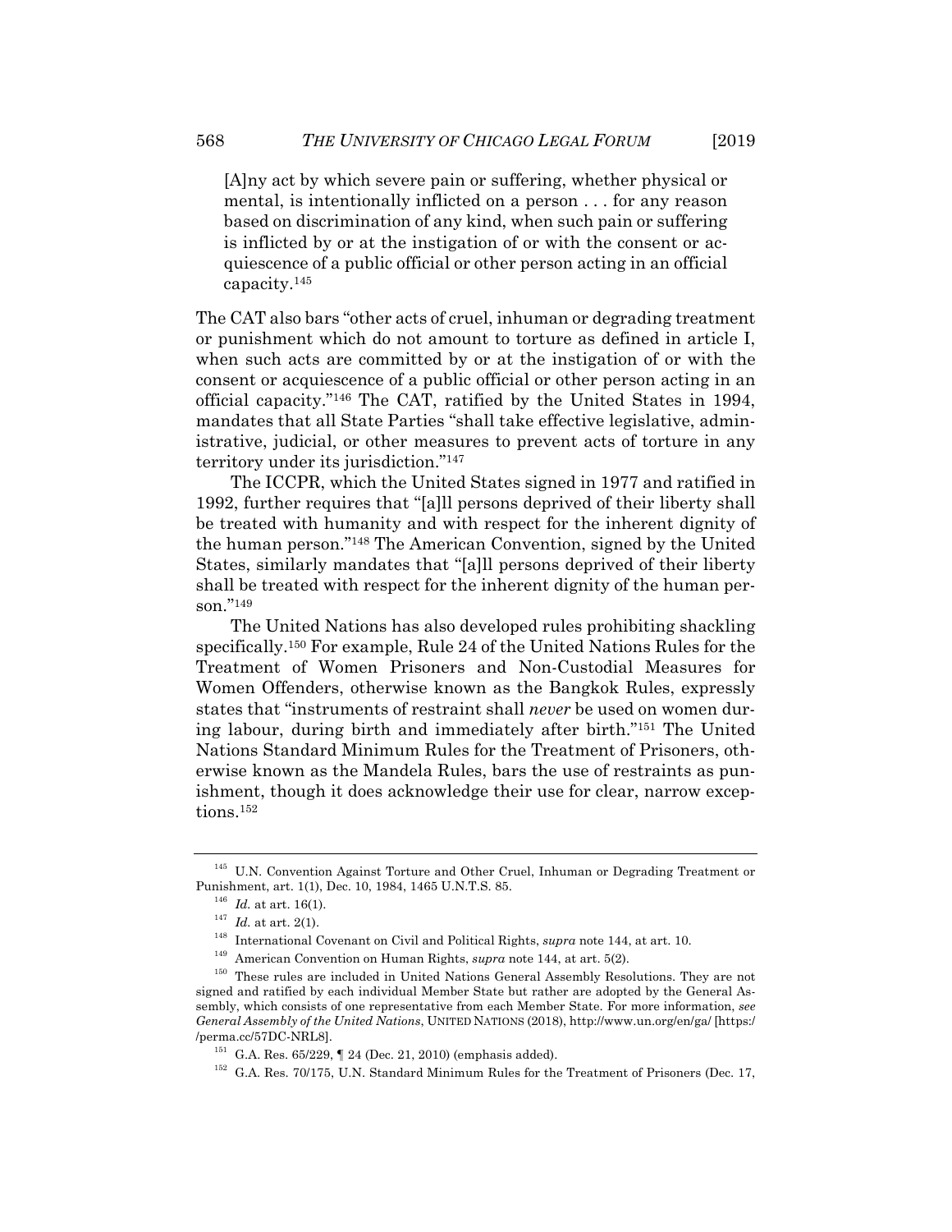> [A]ny act by which severe pain or suffering, whether physical or mental, is intentionally inflicted on a person . . . for any reason based on discrimination of any kind, when such pain or suffering is inflicted by or at the instigation of or with the consent or acquiescence of a public official or other person acting in an official capacity.[145]

The CAT also bars "other acts of cruel, inhuman or degrading treatment or punishment which do not amount to torture as defined in article I, when such acts are committed by or at the instigation of or with the consent or acquiescence of a public official or other person acting in an official capacity."[146] The CAT, ratified by the United States in 1994, mandates that all State Parties "shall take effective legislative, administrative, judicial, or other measures to prevent acts of torture in any territory under its jurisdiction."[147]

The ICCPR, which the United States signed in 1977 and ratified in 1992, further requires that "[a]ll persons deprived of their liberty shall be treated with humanity and with respect for the inherent dignity of the human person."[148] The American Convention, signed by the United States, similarly mandates that "[a]ll persons deprived of their liberty shall be treated with respect for the inherent dignity of the human person."[149]

The United Nations has also developed rules prohibiting shackling specifically.[150] For example, Rule 24 of the United Nations Rules for the Treatment of Women Prisoners and Non-Custodial Measures for Women Offenders, otherwise known as the Bangkok Rules, expressly states that "instruments of restraint shall *never* be used on women during labour, during birth and immediately after birth."[151] The United Nations Standard Minimum Rules for the Treatment of Prisoners, otherwise known as the Mandela Rules, bars the use of restraints as punishment, though it does acknowledge their use for clear, narrow exceptions.[152]

---

[145] U.N. Convention Against Torture and Other Cruel, Inhuman or Degrading Treatment or Punishment, art. 1(1), Dec. 10, 1984, 1465 U.N.T.S. 85.

[146] *Id.* at art. 16(1).

[147] *Id.* at art. 2(1).

[148] International Covenant on Civil and Political Rights, *supra* note 144, at art. 10.

[149] American Convention on Human Rights, *supra* note 144, at art. 5(2).

[150] These rules are included in United Nations General Assembly Resolutions. They are not signed and ratified by each individual Member State but rather are adopted by the General Assembly, which consists of one representative from each Member State. For more information, *see General Assembly of the United Nations*, UNITED NATIONS (2018), http://www.un.org/en/ga/ [https://perma.cc/57DC-NRL8].

[151] G.A. Res. 65/229, ¶ 24 (Dec. 21, 2010) (emphasis added).

[152] G.A. Res. 70/175, U.N. Standard Minimum Rules for the Treatment of Prisoners (Dec. 17,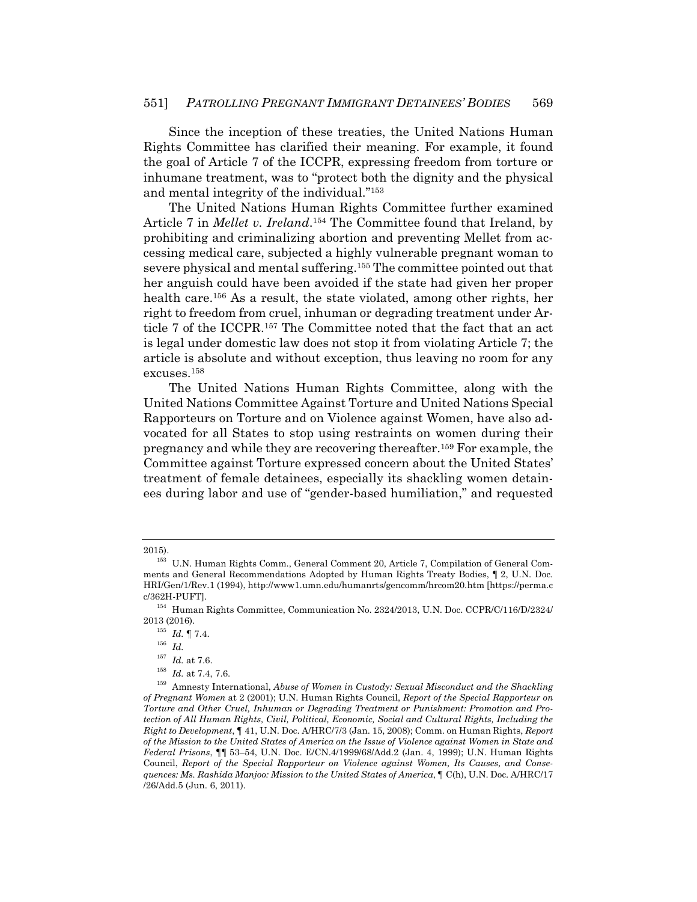Since the inception of these treaties, the United Nations Human Rights Committee has clarified their meaning. For example, it found the goal of Article 7 of the ICCPR, expressing freedom from torture or inhumane treatment, was to "protect both the dignity and the physical and mental integrity of the individual."[153]

The United Nations Human Rights Committee further examined Article 7 in *Mellet v. Ireland*.[154] The Committee found that Ireland, by prohibiting and criminalizing abortion and preventing Mellet from accessing medical care, subjected a highly vulnerable pregnant woman to severe physical and mental suffering.[155] The committee pointed out that her anguish could have been avoided if the state had given her proper health care.[156] As a result, the state violated, among other rights, her right to freedom from cruel, inhuman or degrading treatment under Article 7 of the ICCPR.[157] The Committee noted that the fact that an act is legal under domestic law does not stop it from violating Article 7; the article is absolute and without exception, thus leaving no room for any excuses.[158]

The United Nations Human Rights Committee, along with the United Nations Committee Against Torture and United Nations Special Rapporteurs on Torture and on Violence against Women, have also advocated for all States to stop using restraints on women during their pregnancy and while they are recovering thereafter.[159] For example, the Committee against Torture expressed concern about the United States' treatment of female detainees, especially its shackling women detainees during labor and use of "gender-based humiliation," and requested

---

2015).

[153] U.N. Human Rights Comm., General Comment 20, Article 7, Compilation of General Comments and General Recommendations Adopted by Human Rights Treaty Bodies, ¶ 2, U.N. Doc. HRI/Gen/1/Rev.1 (1994), http://www1.umn.edu/humanrts/gencomm/hrcom20.htm [https://perma.cc/362H-PUFT].

[154] Human Rights Committee, Communication No. 2324/2013, U.N. Doc. CCPR/C/116/D/2324/2013 (2016).

[155] *Id.* ¶ 7.4.

[156] *Id.*

[157] *Id.* at 7.6.

[158] *Id.* at 7.4, 7.6.

[159] Amnesty International, *Abuse of Women in Custody: Sexual Misconduct and the Shackling of Pregnant Women* at 2 (2001); U.N. Human Rights Council, *Report of the Special Rapporteur on Torture and Other Cruel, Inhuman or Degrading Treatment or Punishment: Promotion and Protection of All Human Rights, Civil, Political, Economic, Social and Cultural Rights, Including the Right to Development*, ¶ 41, U.N. Doc. A/HRC/7/3 (Jan. 15, 2008); Comm. on Human Rights, *Report of the Mission to the United States of America on the Issue of Violence against Women in State and Federal Prisons*, ¶¶ 53–54, U.N. Doc. E/CN.4/1999/68/Add.2 (Jan. 4, 1999); U.N. Human Rights Council, *Report of the Special Rapporteur on Violence against Women, Its Causes, and Consequences: Ms. Rashida Manjoo: Mission to the United States of America*, ¶ C(h), U.N. Doc. A/HRC/17/26/Add.5 (Jun. 6, 2011).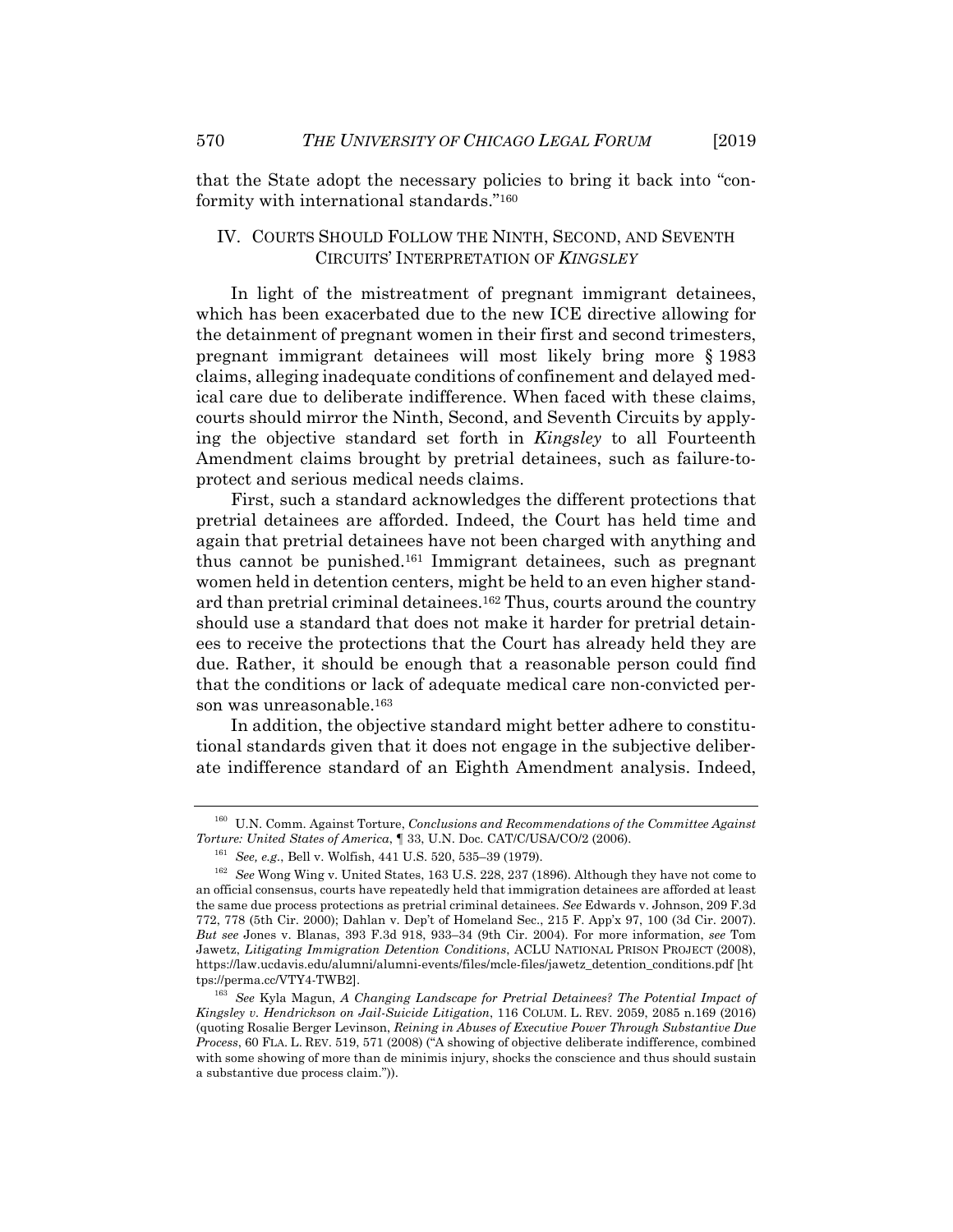that the State adopt the necessary policies to bring it back into "conformity with international standards."[160]

## IV. COURTS SHOULD FOLLOW THE NINTH, SECOND, AND SEVENTH CIRCUITS' INTERPRETATION OF *KINGSLEY*

In light of the mistreatment of pregnant immigrant detainees, which has been exacerbated due to the new ICE directive allowing for the detainment of pregnant women in their first and second trimesters, pregnant immigrant detainees will most likely bring more § 1983 claims, alleging inadequate conditions of confinement and delayed medical care due to deliberate indifference. When faced with these claims, courts should mirror the Ninth, Second, and Seventh Circuits by applying the objective standard set forth in *Kingsley* to all Fourteenth Amendment claims brought by pretrial detainees, such as failure-to-protect and serious medical needs claims.

First, such a standard acknowledges the different protections that pretrial detainees are afforded. Indeed, the Court has held time and again that pretrial detainees have not been charged with anything and thus cannot be punished.[161] Immigrant detainees, such as pregnant women held in detention centers, might be held to an even higher standard than pretrial criminal detainees.[162] Thus, courts around the country should use a standard that does not make it harder for pretrial detainees to receive the protections that the Court has already held they are due. Rather, it should be enough that a reasonable person could find that the conditions or lack of adequate medical care non-convicted person was unreasonable.[163]

In addition, the objective standard might better adhere to constitutional standards given that it does not engage in the subjective deliberate indifference standard of an Eighth Amendment analysis. Indeed,

---

[160] U.N. Comm. Against Torture, *Conclusions and Recommendations of the Committee Against Torture: United States of America*, ¶ 33, U.N. Doc. CAT/C/USA/CO/2 (2006).

[161] *See, e.g.*, Bell v. Wolfish, 441 U.S. 520, 535–39 (1979).

[162] *See* Wong Wing v. United States, 163 U.S. 228, 237 (1896). Although they have not come to an official consensus, courts have repeatedly held that immigration detainees are afforded at least the same due process protections as pretrial criminal detainees. *See* Edwards v. Johnson, 209 F.3d 772, 778 (5th Cir. 2000); Dahlan v. Dep't of Homeland Sec., 215 F. App'x 97, 100 (3d Cir. 2007). *But see* Jones v. Blanas, 393 F.3d 918, 933–34 (9th Cir. 2004). For more information, *see* Tom Jawetz, *Litigating Immigration Detention Conditions*, ACLU NATIONAL PRISON PROJECT (2008), https://law.ucdavis.edu/alumni/alumni-events/files/mcle-files/jawetz_detention_conditions.pdf [https://perma.cc/VTY4-TWB2].

[163] *See* Kyla Magun, *A Changing Landscape for Pretrial Detainees? The Potential Impact of Kingsley v. Hendrickson on Jail-Suicide Litigation*, 116 COLUM. L. REV. 2059, 2085 n.169 (2016) (quoting Rosalie Berger Levinson, *Reining in Abuses of Executive Power Through Substantive Due Process*, 60 FLA. L. REV. 519, 571 (2008) ("A showing of objective deliberate indifference, combined with some showing of more than de minimis injury, shocks the conscience and thus should sustain a substantive due process claim.")).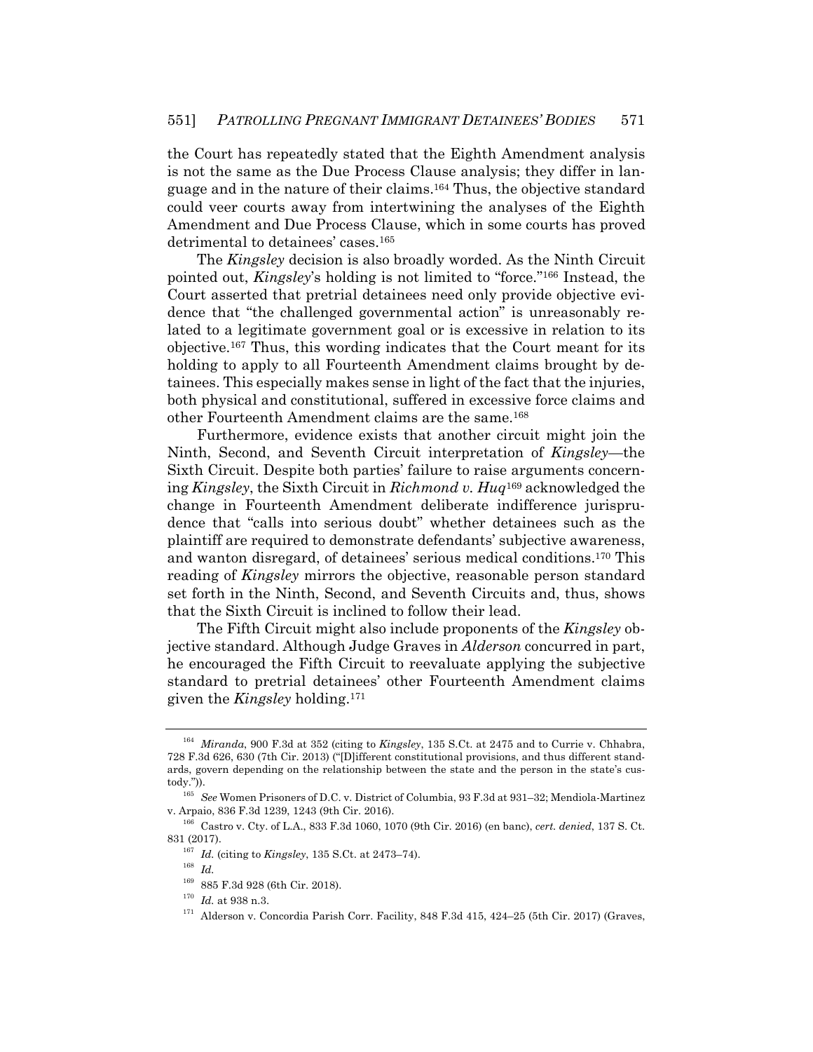the Court has repeatedly stated that the Eighth Amendment analysis is not the same as the Due Process Clause analysis; they differ in language and in the nature of their claims.[164] Thus, the objective standard could veer courts away from intertwining the analyses of the Eighth Amendment and Due Process Clause, which in some courts has proved detrimental to detainees' cases.[165]

The *Kingsley* decision is also broadly worded. As the Ninth Circuit pointed out, *Kingsley*'s holding is not limited to "force."[166] Instead, the Court asserted that pretrial detainees need only provide objective evidence that "the challenged governmental action" is unreasonably related to a legitimate government goal or is excessive in relation to its objective.[167] Thus, this wording indicates that the Court meant for its holding to apply to all Fourteenth Amendment claims brought by detainees. This especially makes sense in light of the fact that the injuries, both physical and constitutional, suffered in excessive force claims and other Fourteenth Amendment claims are the same.[168]

Furthermore, evidence exists that another circuit might join the Ninth, Second, and Seventh Circuit interpretation of *Kingsley*—the Sixth Circuit. Despite both parties' failure to raise arguments concerning *Kingsley*, the Sixth Circuit in *Richmond v. Huq*[169] acknowledged the change in Fourteenth Amendment deliberate indifference jurisprudence that "calls into serious doubt" whether detainees such as the plaintiff are required to demonstrate defendants' subjective awareness, and wanton disregard, of detainees' serious medical conditions.[170] This reading of *Kingsley* mirrors the objective, reasonable person standard set forth in the Ninth, Second, and Seventh Circuits and, thus, shows that the Sixth Circuit is inclined to follow their lead.

The Fifth Circuit might also include proponents of the *Kingsley* objective standard. Although Judge Graves in *Alderson* concurred in part, he encouraged the Fifth Circuit to reevaluate applying the subjective standard to pretrial detainees' other Fourteenth Amendment claims given the *Kingsley* holding.[171]

---

[164] *Miranda*, 900 F.3d at 352 (citing to *Kingsley*, 135 S.Ct. at 2475 and to Currie v. Chhabra, 728 F.3d 626, 630 (7th Cir. 2013) ("[D]ifferent constitutional provisions, and thus different standards, govern depending on the relationship between the state and the person in the state's custody.")).

[165] *See* Women Prisoners of D.C. v. District of Columbia, 93 F.3d at 931–32; Mendiola-Martinez v. Arpaio, 836 F.3d 1239, 1243 (9th Cir. 2016).

[166] Castro v. Cty. of L.A., 833 F.3d 1060, 1070 (9th Cir. 2016) (en banc), *cert. denied*, 137 S. Ct. 831 (2017).

[167] *Id.* (citing to *Kingsley*, 135 S.Ct. at 2473–74).

[168] *Id.*

[169] 885 F.3d 928 (6th Cir. 2018).

[170] *Id.* at 938 n.3.

[171] Alderson v. Concordia Parish Corr. Facility, 848 F.3d 415, 424–25 (5th Cir. 2017) (Graves,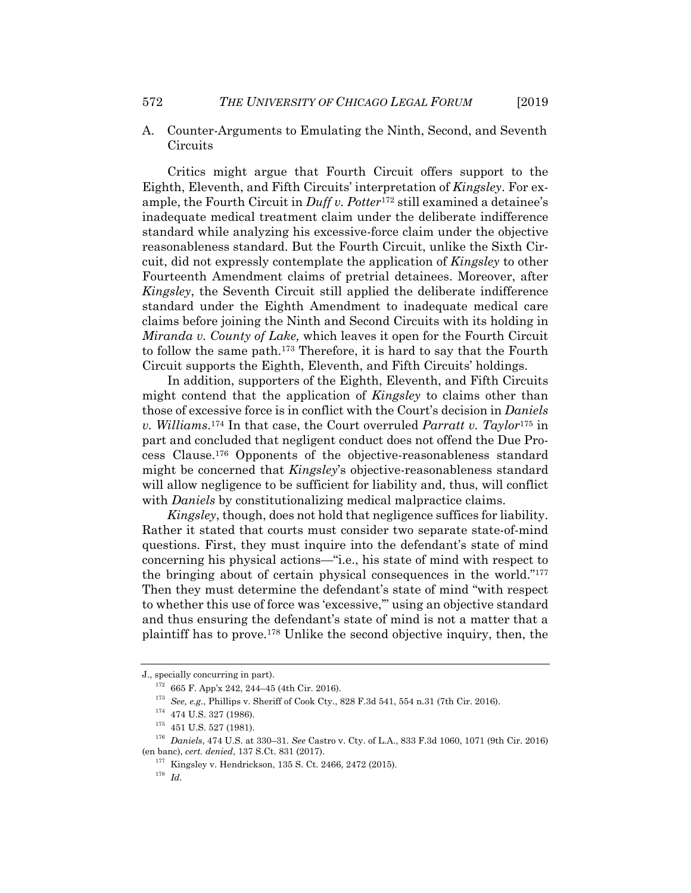### A. Counter-Arguments to Emulating the Ninth, Second, and Seventh Circuits

Critics might argue that Fourth Circuit offers support to the Eighth, Eleventh, and Fifth Circuits' interpretation of *Kingsley*. For example, the Fourth Circuit in *Duff v. Potter*[172] still examined a detainee's inadequate medical treatment claim under the deliberate indifference standard while analyzing his excessive-force claim under the objective reasonableness standard. But the Fourth Circuit, unlike the Sixth Circuit, did not expressly contemplate the application of *Kingsley* to other Fourteenth Amendment claims of pretrial detainees. Moreover, after *Kingsley*, the Seventh Circuit still applied the deliberate indifference standard under the Eighth Amendment to inadequate medical care claims before joining the Ninth and Second Circuits with its holding in *Miranda v. County of Lake,* which leaves it open for the Fourth Circuit to follow the same path.[173] Therefore, it is hard to say that the Fourth Circuit supports the Eighth, Eleventh, and Fifth Circuits' holdings.

In addition, supporters of the Eighth, Eleventh, and Fifth Circuits might contend that the application of *Kingsley* to claims other than those of excessive force is in conflict with the Court's decision in *Daniels v. Williams*.[174] In that case, the Court overruled *Parratt v. Taylor*[175] in part and concluded that negligent conduct does not offend the Due Process Clause.[176] Opponents of the objective-reasonableness standard might be concerned that *Kingsley*'s objective-reasonableness standard will allow negligence to be sufficient for liability and, thus, will conflict with *Daniels* by constitutionalizing medical malpractice claims.

*Kingsley*, though, does not hold that negligence suffices for liability. Rather it stated that courts must consider two separate state-of-mind questions. First, they must inquire into the defendant's state of mind concerning his physical actions—"i.e., his state of mind with respect to the bringing about of certain physical consequences in the world."[177] Then they must determine the defendant's state of mind "with respect to whether this use of force was 'excessive,'" using an objective standard and thus ensuring the defendant's state of mind is not a matter that a plaintiff has to prove.[178] Unlike the second objective inquiry, then, the

---

J., specially concurring in part).

[172] 665 F. App'x 242, 244–45 (4th Cir. 2016).

[173] *See, e.g.*, Phillips v. Sheriff of Cook Cty., 828 F.3d 541, 554 n.31 (7th Cir. 2016).

[174] 474 U.S. 327 (1986).

[175] 451 U.S. 527 (1981).

[176] *Daniels*, 474 U.S. at 330–31. *See* Castro v. Cty. of L.A., 833 F.3d 1060, 1071 (9th Cir. 2016) (en banc), *cert. denied*, 137 S.Ct. 831 (2017).

[177] Kingsley v. Hendrickson, 135 S. Ct. 2466, 2472 (2015).

[178] *Id.*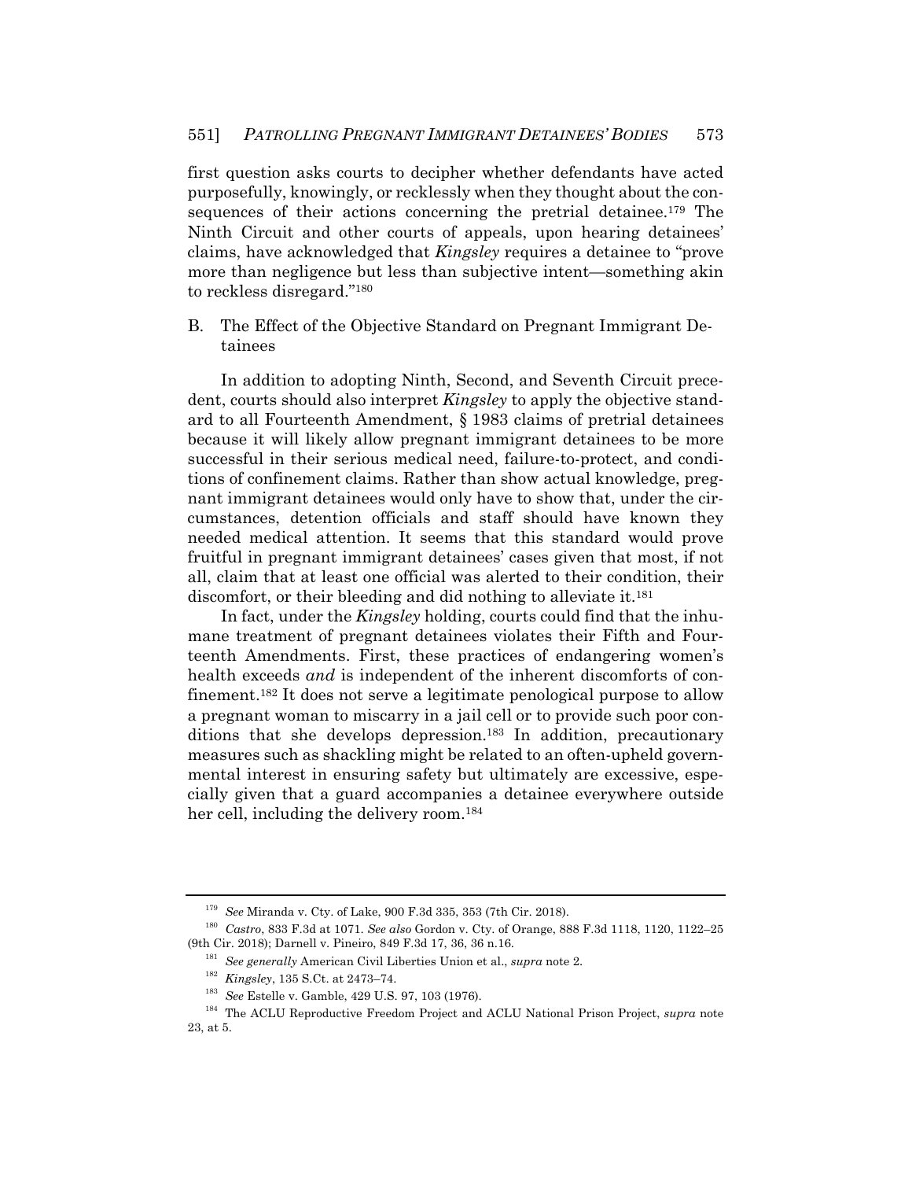first question asks courts to decipher whether defendants have acted purposefully, knowingly, or recklessly when they thought about the consequences of their actions concerning the pretrial detainee.[179] The Ninth Circuit and other courts of appeals, upon hearing detainees' claims, have acknowledged that *Kingsley* requires a detainee to "prove more than negligence but less than subjective intent—something akin to reckless disregard."[180]

## B. The Effect of the Objective Standard on Pregnant Immigrant Detainees

In addition to adopting Ninth, Second, and Seventh Circuit precedent, courts should also interpret *Kingsley* to apply the objective standard to all Fourteenth Amendment, § 1983 claims of pretrial detainees because it will likely allow pregnant immigrant detainees to be more successful in their serious medical need, failure-to-protect, and conditions of confinement claims. Rather than show actual knowledge, pregnant immigrant detainees would only have to show that, under the circumstances, detention officials and staff should have known they needed medical attention. It seems that this standard would prove fruitful in pregnant immigrant detainees' cases given that most, if not all, claim that at least one official was alerted to their condition, their discomfort, or their bleeding and did nothing to alleviate it.[181]

In fact, under the *Kingsley* holding, courts could find that the inhumane treatment of pregnant detainees violates their Fifth and Fourteenth Amendments. First, these practices of endangering women's health exceeds *and* is independent of the inherent discomforts of confinement.[182] It does not serve a legitimate penological purpose to allow a pregnant woman to miscarry in a jail cell or to provide such poor conditions that she develops depression.[183] In addition, precautionary measures such as shackling might be related to an often-upheld governmental interest in ensuring safety but ultimately are excessive, especially given that a guard accompanies a detainee everywhere outside her cell, including the delivery room.[184]

---

[179] *See* Miranda v. Cty. of Lake, 900 F.3d 335, 353 (7th Cir. 2018).

[180] *Castro*, 833 F.3d at 1071. *See also* Gordon v. Cty. of Orange, 888 F.3d 1118, 1120, 1122–25 (9th Cir. 2018); Darnell v. Pineiro, 849 F.3d 17, 36, 36 n.16.

[181] *See generally* American Civil Liberties Union et al., *supra* note 2.

[182] *Kingsley*, 135 S.Ct. at 2473–74.

[183] *See* Estelle v. Gamble, 429 U.S. 97, 103 (1976).

[184] The ACLU Reproductive Freedom Project and ACLU National Prison Project, *supra* note 23, at 5.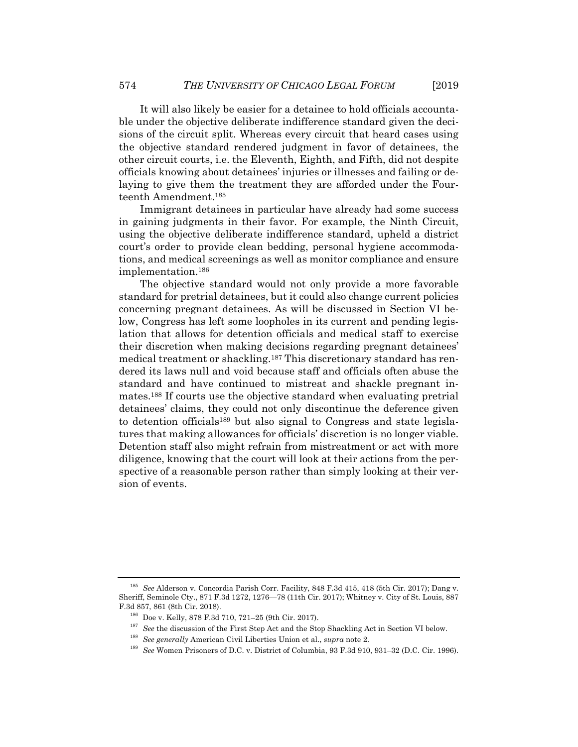It will also likely be easier for a detainee to hold officials accountable under the objective deliberate indifference standard given the decisions of the circuit split. Whereas every circuit that heard cases using the objective standard rendered judgment in favor of detainees, the other circuit courts, i.e. the Eleventh, Eighth, and Fifth, did not despite officials knowing about detainees' injuries or illnesses and failing or delaying to give them the treatment they are afforded under the Fourteenth Amendment.[185]

Immigrant detainees in particular have already had some success in gaining judgments in their favor. For example, the Ninth Circuit, using the objective deliberate indifference standard, upheld a district court's order to provide clean bedding, personal hygiene accommodations, and medical screenings as well as monitor compliance and ensure implementation.[186]

The objective standard would not only provide a more favorable standard for pretrial detainees, but it could also change current policies concerning pregnant detainees. As will be discussed in Section VI below, Congress has left some loopholes in its current and pending legislation that allows for detention officials and medical staff to exercise their discretion when making decisions regarding pregnant detainees' medical treatment or shackling.[187] This discretionary standard has rendered its laws null and void because staff and officials often abuse the standard and have continued to mistreat and shackle pregnant inmates.[188] If courts use the objective standard when evaluating pretrial detainees' claims, they could not only discontinue the deference given to detention officials[189] but also signal to Congress and state legislatures that making allowances for officials' discretion is no longer viable. Detention staff also might refrain from mistreatment or act with more diligence, knowing that the court will look at their actions from the perspective of a reasonable person rather than simply looking at their version of events.

---

[185] *See* Alderson v. Concordia Parish Corr. Facility, 848 F.3d 415, 418 (5th Cir. 2017); Dang v. Sheriff, Seminole Cty., 871 F.3d 1272, 1276—78 (11th Cir. 2017); Whitney v. City of St. Louis, 887 F.3d 857, 861 (8th Cir. 2018).

[186] Doe v. Kelly, 878 F.3d 710, 721–25 (9th Cir. 2017).

[187] *See* the discussion of the First Step Act and the Stop Shackling Act in Section VI below.

[188] *See generally* American Civil Liberties Union et al., *supra* note 2.

[189] *See* Women Prisoners of D.C. v. District of Columbia, 93 F.3d 910, 931–32 (D.C. Cir. 1996).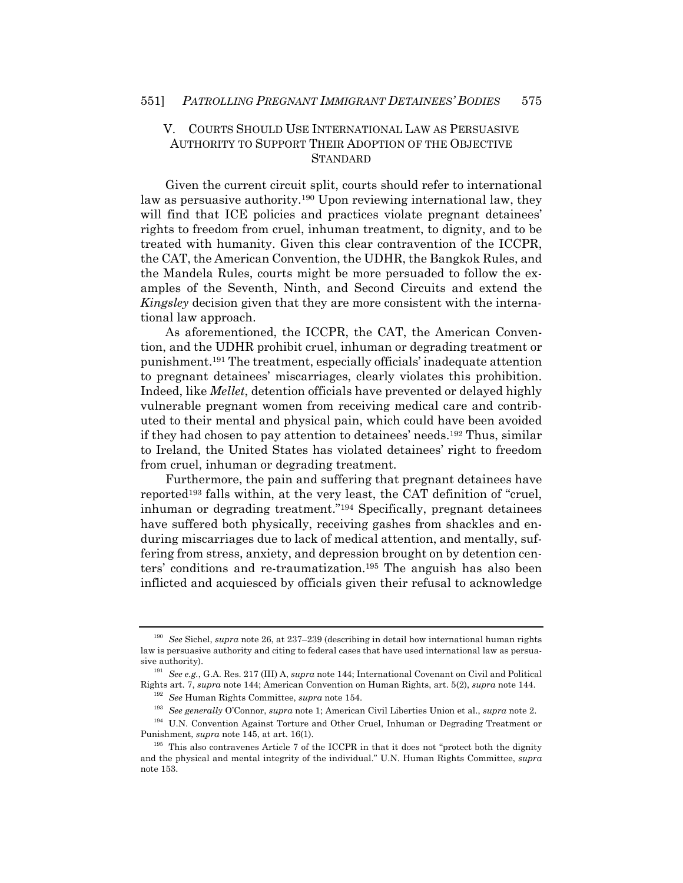## V. COURTS SHOULD USE INTERNATIONAL LAW AS PERSUASIVE AUTHORITY TO SUPPORT THEIR ADOPTION OF THE OBJECTIVE STANDARD

Given the current circuit split, courts should refer to international law as persuasive authority.[190] Upon reviewing international law, they will find that ICE policies and practices violate pregnant detainees' rights to freedom from cruel, inhuman treatment, to dignity, and to be treated with humanity. Given this clear contravention of the ICCPR, the CAT, the American Convention, the UDHR, the Bangkok Rules, and the Mandela Rules, courts might be more persuaded to follow the examples of the Seventh, Ninth, and Second Circuits and extend the *Kingsley* decision given that they are more consistent with the international law approach.

As aforementioned, the ICCPR, the CAT, the American Convention, and the UDHR prohibit cruel, inhuman or degrading treatment or punishment.[191] The treatment, especially officials' inadequate attention to pregnant detainees' miscarriages, clearly violates this prohibition. Indeed, like *Mellet*, detention officials have prevented or delayed highly vulnerable pregnant women from receiving medical care and contributed to their mental and physical pain, which could have been avoided if they had chosen to pay attention to detainees' needs.[192] Thus, similar to Ireland, the United States has violated detainees' right to freedom from cruel, inhuman or degrading treatment.

Furthermore, the pain and suffering that pregnant detainees have reported[193] falls within, at the very least, the CAT definition of "cruel, inhuman or degrading treatment."[194] Specifically, pregnant detainees have suffered both physically, receiving gashes from shackles and enduring miscarriages due to lack of medical attention, and mentally, suffering from stress, anxiety, and depression brought on by detention centers' conditions and re-traumatization.[195] The anguish has also been inflicted and acquiesced by officials given their refusal to acknowledge

---

[190] *See* Sichel, *supra* note 26, at 237–239 (describing in detail how international human rights law is persuasive authority and citing to federal cases that have used international law as persuasive authority).

[191] *See e.g.*, G.A. Res. 217 (III) A, *supra* note 144; International Covenant on Civil and Political Rights art. 7, *supra* note 144; American Convention on Human Rights, art. 5(2), *supra* note 144.

[192] *See* Human Rights Committee, *supra* note 154.

[193] *See generally* O'Connor, *supra* note 1; American Civil Liberties Union et al., *supra* note 2.

[194] U.N. Convention Against Torture and Other Cruel, Inhuman or Degrading Treatment or Punishment, *supra* note 145, at art. 16(1).

[195] This also contravenes Article 7 of the ICCPR in that it does not "protect both the dignity and the physical and mental integrity of the individual." U.N. Human Rights Committee, *supra* note 153.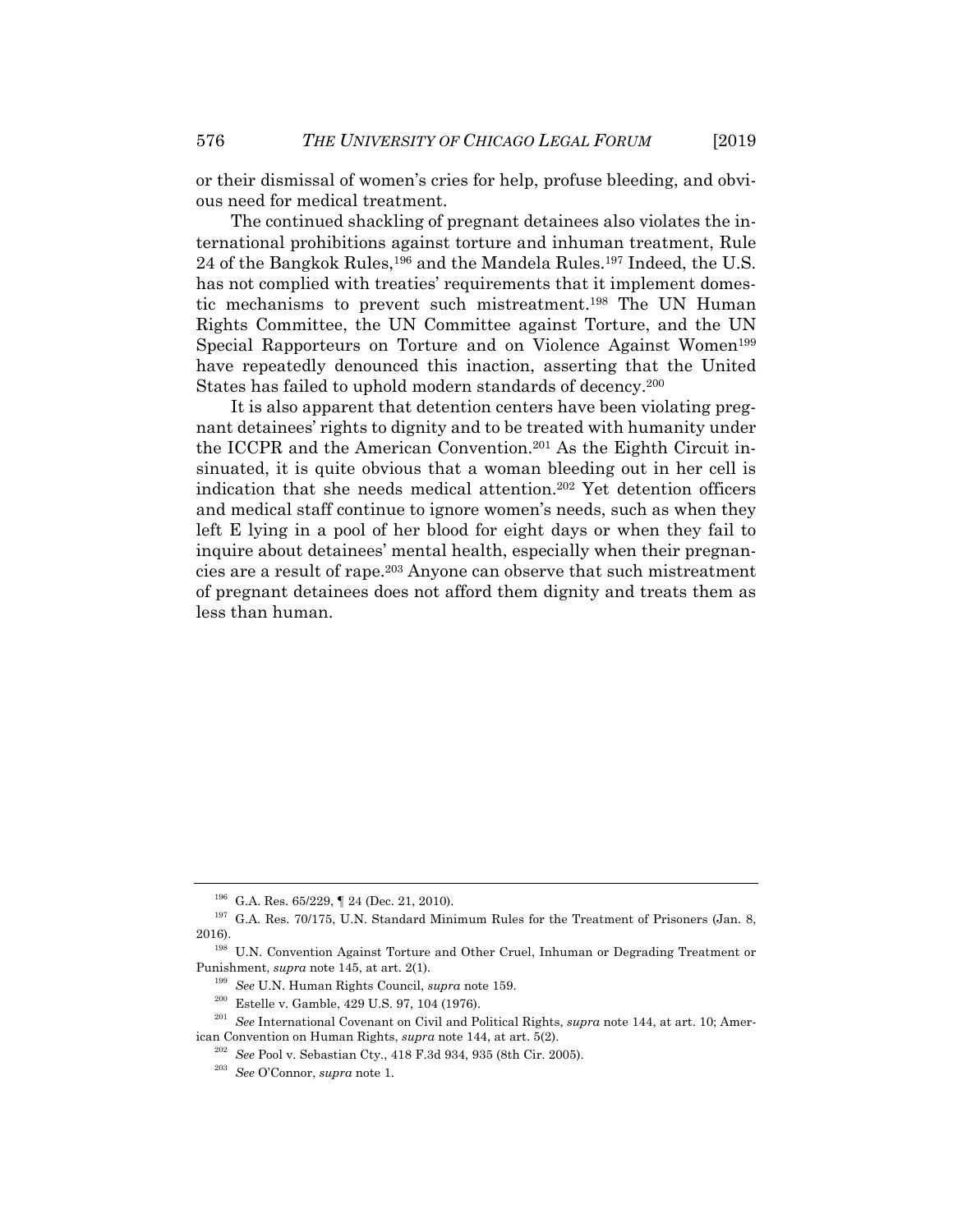or their dismissal of women's cries for help, profuse bleeding, and obvious need for medical treatment.

The continued shackling of pregnant detainees also violates the international prohibitions against torture and inhuman treatment, Rule 24 of the Bangkok Rules,[196] and the Mandela Rules.[197] Indeed, the U.S. has not complied with treaties' requirements that it implement domestic mechanisms to prevent such mistreatment.[198] The UN Human Rights Committee, the UN Committee against Torture, and the UN Special Rapporteurs on Torture and on Violence Against Women[199] have repeatedly denounced this inaction, asserting that the United States has failed to uphold modern standards of decency.[200]

It is also apparent that detention centers have been violating pregnant detainees' rights to dignity and to be treated with humanity under the ICCPR and the American Convention.[201] As the Eighth Circuit insinuated, it is quite obvious that a woman bleeding out in her cell is indication that she needs medical attention.[202] Yet detention officers and medical staff continue to ignore women's needs, such as when they left E lying in a pool of her blood for eight days or when they fail to inquire about detainees' mental health, especially when their pregnancies are a result of rape.[203] Anyone can observe that such mistreatment of pregnant detainees does not afford them dignity and treats them as less than human.

---

[196] G.A. Res. 65/229, ¶ 24 (Dec. 21, 2010).

[197] G.A. Res. 70/175, U.N. Standard Minimum Rules for the Treatment of Prisoners (Jan. 8, 2016).

[198] U.N. Convention Against Torture and Other Cruel, Inhuman or Degrading Treatment or Punishment, *supra* note 145, at art. 2(1).

[199] *See* U.N. Human Rights Council, *supra* note 159.

[200] Estelle v. Gamble, 429 U.S. 97, 104 (1976).

[201] *See* International Covenant on Civil and Political Rights, *supra* note 144, at art. 10; American Convention on Human Rights, *supra* note 144, at art. 5(2).

[202] *See* Pool v. Sebastian Cty., 418 F.3d 934, 935 (8th Cir. 2005).

[203] *See* O'Connor, *supra* note 1.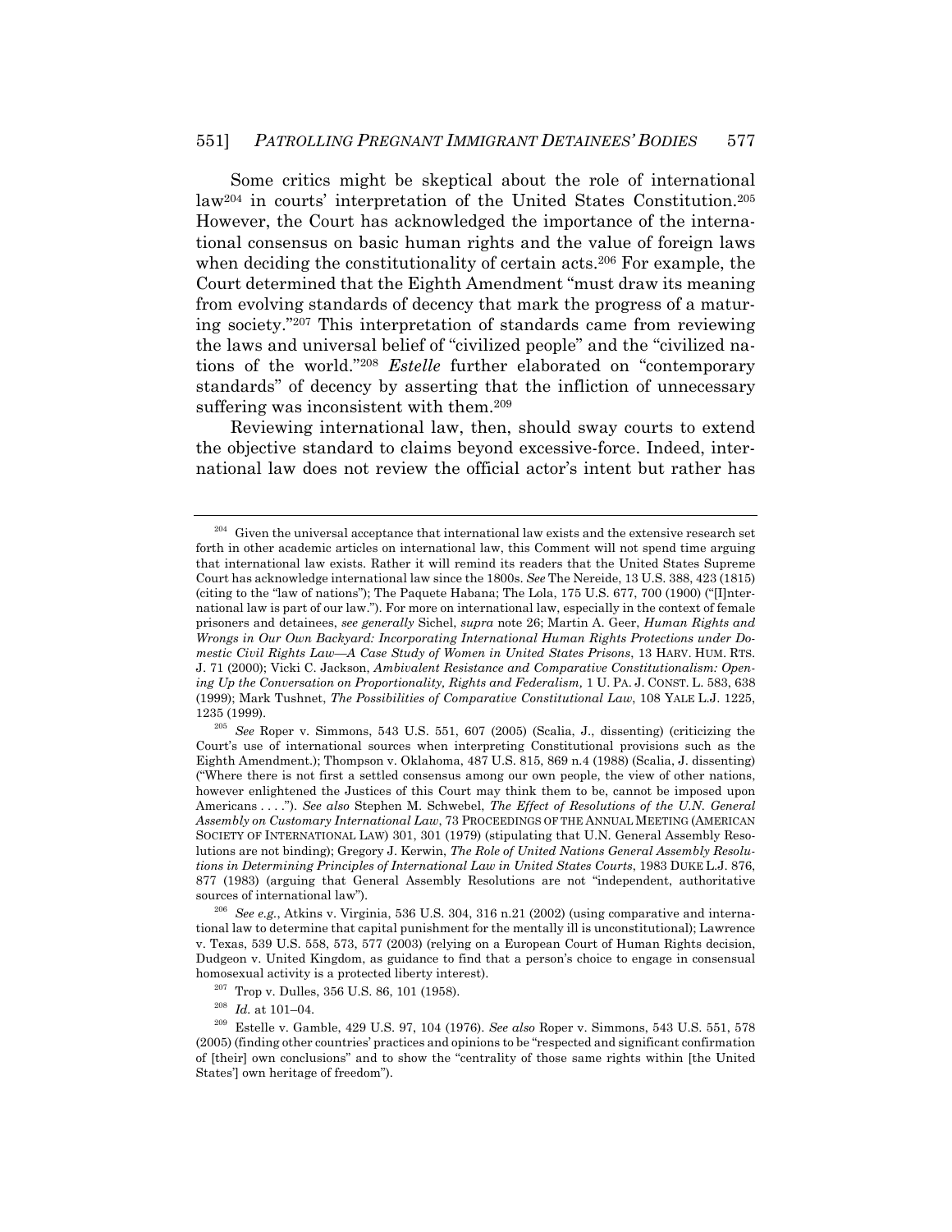Some critics might be skeptical about the role of international law[204] in courts' interpretation of the United States Constitution.[205] However, the Court has acknowledged the importance of the international consensus on basic human rights and the value of foreign laws when deciding the constitutionality of certain acts.[206] For example, the Court determined that the Eighth Amendment "must draw its meaning from evolving standards of decency that mark the progress of a maturing society."[207] This interpretation of standards came from reviewing the laws and universal belief of "civilized people" and the "civilized nations of the world."[208] *Estelle* further elaborated on "contemporary standards" of decency by asserting that the infliction of unnecessary suffering was inconsistent with them.[209]

Reviewing international law, then, should sway courts to extend the objective standard to claims beyond excessive-force. Indeed, international law does not review the official actor's intent but rather has

---

[204] Given the universal acceptance that international law exists and the extensive research set forth in other academic articles on international law, this Comment will not spend time arguing that international law exists. Rather it will remind its readers that the United States Supreme Court has acknowledge international law since the 1800s. *See* The Nereide, 13 U.S. 388, 423 (1815) (citing to the "law of nations"); The Paquete Habana; The Lola, 175 U.S. 677, 700 (1900) ("[I]nternational law is part of our law."). For more on international law, especially in the context of female prisoners and detainees, *see generally* Sichel, *supra* note 26; Martin A. Geer, *Human Rights and Wrongs in Our Own Backyard: Incorporating International Human Rights Protections under Domestic Civil Rights Law—A Case Study of Women in United States Prisons*, 13 HARV. HUM. RTS. J. 71 (2000); Vicki C. Jackson, *Ambivalent Resistance and Comparative Constitutionalism: Opening Up the Conversation on Proportionality, Rights and Federalism,* 1 U. PA. J. CONST. L. 583, 638 (1999); Mark Tushnet, *The Possibilities of Comparative Constitutional Law*, 108 YALE L.J. 1225, 1235 (1999).

[205] *See* Roper v. Simmons, 543 U.S. 551, 607 (2005) (Scalia, J., dissenting) (criticizing the Court's use of international sources when interpreting Constitutional provisions such as the Eighth Amendment.); Thompson v. Oklahoma, 487 U.S. 815, 869 n.4 (1988) (Scalia, J. dissenting) ("Where there is not first a settled consensus among our own people, the view of other nations, however enlightened the Justices of this Court may think them to be, cannot be imposed upon Americans . . . ."). *See also* Stephen M. Schwebel, *The Effect of Resolutions of the U.N. General Assembly on Customary International Law*, 73 PROCEEDINGS OF THE ANNUAL MEETING (AMERICAN SOCIETY OF INTERNATIONAL LAW) 301, 301 (1979) (stipulating that U.N. General Assembly Resolutions are not binding); Gregory J. Kerwin, *The Role of United Nations General Assembly Resolutions in Determining Principles of International Law in United States Courts*, 1983 DUKE L.J. 876, 877 (1983) (arguing that General Assembly Resolutions are not "independent, authoritative sources of international law").

[206] *See e.g.*, Atkins v. Virginia, 536 U.S. 304, 316 n.21 (2002) (using comparative and international law to determine that capital punishment for the mentally ill is unconstitutional); Lawrence v. Texas, 539 U.S. 558, 573, 577 (2003) (relying on a European Court of Human Rights decision, Dudgeon v. United Kingdom, as guidance to find that a person's choice to engage in consensual homosexual activity is a protected liberty interest).

[207] Trop v. Dulles, 356 U.S. 86, 101 (1958).

[208] *Id.* at 101–04.

[209] Estelle v. Gamble, 429 U.S. 97, 104 (1976). *See also* Roper v. Simmons, 543 U.S. 551, 578 (2005) (finding other countries' practices and opinions to be "respected and significant confirmation of [their] own conclusions" and to show the "centrality of those same rights within [the United States'] own heritage of freedom").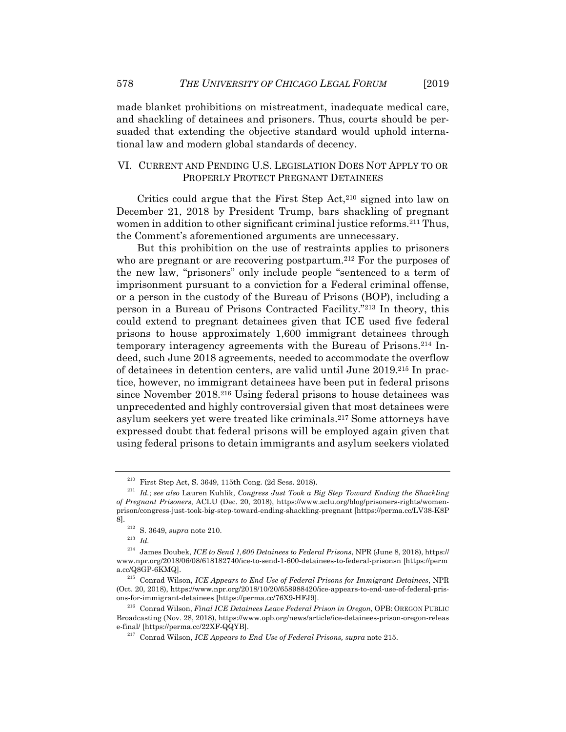made blanket prohibitions on mistreatment, inadequate medical care, and shackling of detainees and prisoners. Thus, courts should be persuaded that extending the objective standard would uphold international law and modern global standards of decency.

## VI. CURRENT AND PENDING U.S. LEGISLATION DOES NOT APPLY TO OR PROPERLY PROTECT PREGNANT DETAINEES

Critics could argue that the First Step Act,[210] signed into law on December 21, 2018 by President Trump, bars shackling of pregnant women in addition to other significant criminal justice reforms.[211] Thus, the Comment's aforementioned arguments are unnecessary.

But this prohibition on the use of restraints applies to prisoners who are pregnant or are recovering postpartum.[212] For the purposes of the new law, "prisoners" only include people "sentenced to a term of imprisonment pursuant to a conviction for a Federal criminal offense, or a person in the custody of the Bureau of Prisons (BOP), including a person in a Bureau of Prisons Contracted Facility."[213] In theory, this could extend to pregnant detainees given that ICE used five federal prisons to house approximately 1,600 immigrant detainees through temporary interagency agreements with the Bureau of Prisons.[214] Indeed, such June 2018 agreements, needed to accommodate the overflow of detainees in detention centers, are valid until June 2019.[215] In practice, however, no immigrant detainees have been put in federal prisons since November 2018.[216] Using federal prisons to house detainees was unprecedented and highly controversial given that most detainees were asylum seekers yet were treated like criminals.[217] Some attorneys have expressed doubt that federal prisons will be employed again given that using federal prisons to detain immigrants and asylum seekers violated

---

[210] First Step Act, S. 3649, 115th Cong. (2d Sess. 2018).

[211] *Id.*; *see also* Lauren Kuhlik, *Congress Just Took a Big Step Toward Ending the Shackling of Pregnant Prisoners*, ACLU (Dec. 20, 2018), https://www.aclu.org/blog/prisoners-rights/women-prison/congress-just-took-big-step-toward-ending-shackling-pregnant [https://perma.cc/LV38-K8P8].

[212] S. 3649, *supra* note 210.

[213] *Id.*

[214] James Doubek, *ICE to Send 1,600 Detainees to Federal Prisons*, NPR (June 8, 2018), https://www.npr.org/2018/06/08/618182740/ice-to-send-1-600-detainees-to-federal-prisonsn [https://perma.cc/Q8GP-6KMQ].

[215] Conrad Wilson, *ICE Appears to End Use of Federal Prisons for Immigrant Detainees*, NPR (Oct. 20, 2018), https://www.npr.org/2018/10/20/658988420/ice-appears-to-end-use-of-federal-prisons-for-immigrant-detainees [https://perma.cc/76X9-HFJ9].

[216] Conrad Wilson, *Final ICE Detainees Leave Federal Prison in Oregon*, OPB: OREGON PUBLIC Broadcasting (Nov. 28, 2018), https://www.opb.org/news/article/ice-detainees-prison-oregon-release-final/ [https://perma.cc/22XF-QQYB].

[217] Conrad Wilson, *ICE Appears to End Use of Federal Prisons, supra* note 215.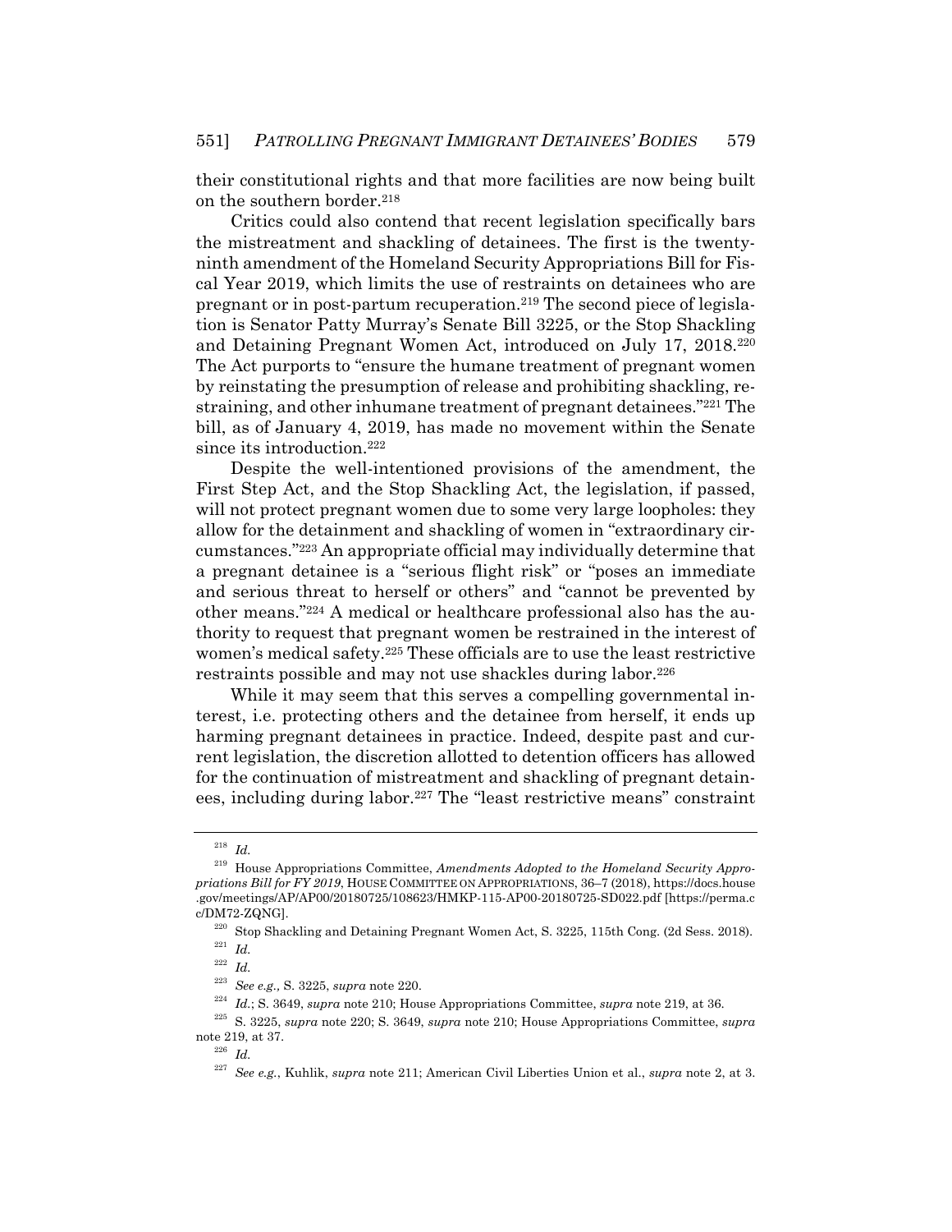their constitutional rights and that more facilities are now being built on the southern border.[218]

Critics could also contend that recent legislation specifically bars the mistreatment and shackling of detainees. The first is the twenty-ninth amendment of the Homeland Security Appropriations Bill for Fiscal Year 2019, which limits the use of restraints on detainees who are pregnant or in post-partum recuperation.[219] The second piece of legislation is Senator Patty Murray's Senate Bill 3225, or the Stop Shackling and Detaining Pregnant Women Act, introduced on July 17, 2018.[220] The Act purports to "ensure the humane treatment of pregnant women by reinstating the presumption of release and prohibiting shackling, restraining, and other inhumane treatment of pregnant detainees."[221] The bill, as of January 4, 2019, has made no movement within the Senate since its introduction.[222]

Despite the well-intentioned provisions of the amendment, the First Step Act, and the Stop Shackling Act, the legislation, if passed, will not protect pregnant women due to some very large loopholes: they allow for the detainment and shackling of women in "extraordinary circumstances."[223] An appropriate official may individually determine that a pregnant detainee is a "serious flight risk" or "poses an immediate and serious threat to herself or others" and "cannot be prevented by other means."[224] A medical or healthcare professional also has the authority to request that pregnant women be restrained in the interest of women's medical safety.[225] These officials are to use the least restrictive restraints possible and may not use shackles during labor.[226]

While it may seem that this serves a compelling governmental interest, i.e. protecting others and the detainee from herself, it ends up harming pregnant detainees in practice. Indeed, despite past and current legislation, the discretion allotted to detention officers has allowed for the continuation of mistreatment and shackling of pregnant detainees, including during labor.[227] The "least restrictive means" constraint

---

[218] *Id.*

[219] House Appropriations Committee, *Amendments Adopted to the Homeland Security Appropriations Bill for FY 2019*, HOUSE COMMITTEE ON APPROPRIATIONS, 36–7 (2018), https://docs.house.gov/meetings/AP/AP00/20180725/108623/HMKP-115-AP00-20180725-SD022.pdf [https://perma.cc/DM72-ZQNG].

[220] Stop Shackling and Detaining Pregnant Women Act, S. 3225, 115th Cong. (2d Sess. 2018).

[221] *Id.*

[222] *Id.*

[223] *See e.g.,* S. 3225, *supra* note 220.

[224] *Id.*; S. 3649, *supra* note 210; House Appropriations Committee, *supra* note 219, at 36.

[225] S. 3225, *supra* note 220; S. 3649, *supra* note 210; House Appropriations Committee, *supra* note 219, at 37.

[226] *Id.*

[227] *See e.g.*, Kuhlik, *supra* note 211; American Civil Liberties Union et al., *supra* note 2, at 3.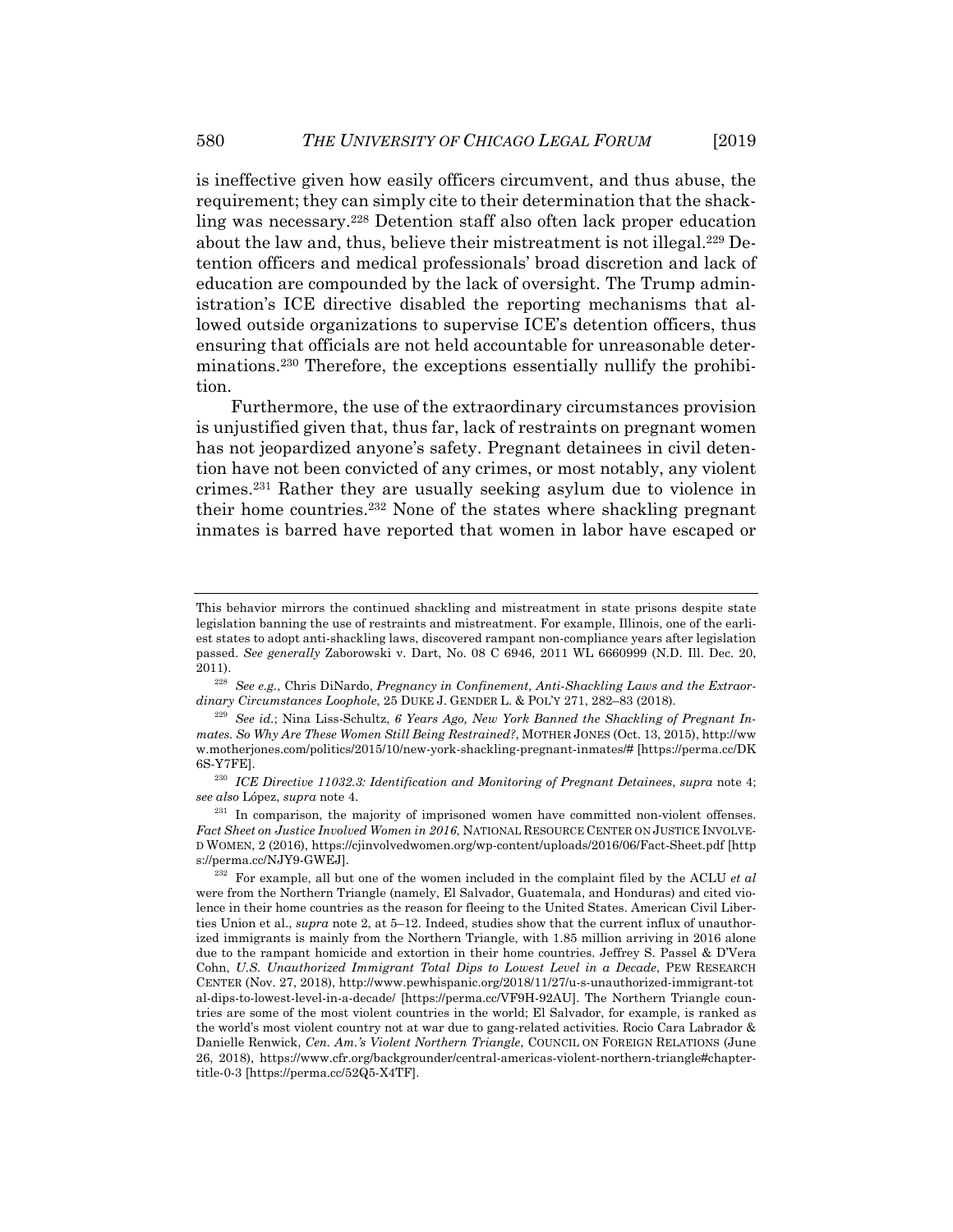is ineffective given how easily officers circumvent, and thus abuse, the requirement; they can simply cite to their determination that the shackling was necessary.[228] Detention staff also often lack proper education about the law and, thus, believe their mistreatment is not illegal.[229] Detention officers and medical professionals' broad discretion and lack of education are compounded by the lack of oversight. The Trump administration's ICE directive disabled the reporting mechanisms that allowed outside organizations to supervise ICE's detention officers, thus ensuring that officials are not held accountable for unreasonable determinations.[230] Therefore, the exceptions essentially nullify the prohibition.

Furthermore, the use of the extraordinary circumstances provision is unjustified given that, thus far, lack of restraints on pregnant women has not jeopardized anyone's safety. Pregnant detainees in civil detention have not been convicted of any crimes, or most notably, any violent crimes.[231] Rather they are usually seeking asylum due to violence in their home countries.[232] None of the states where shackling pregnant inmates is barred have reported that women in labor have escaped or

---

This behavior mirrors the continued shackling and mistreatment in state prisons despite state legislation banning the use of restraints and mistreatment. For example, Illinois, one of the earliest states to adopt anti-shackling laws, discovered rampant non-compliance years after legislation passed. *See generally* Zaborowski v. Dart, No. 08 C 6946, 2011 WL 6660999 (N.D. Ill. Dec. 20, 2011).

[228] *See e.g.*, Chris DiNardo, *Pregnancy in Confinement, Anti-Shackling Laws and the Extraordinary Circumstances Loophole*, 25 DUKE J. GENDER L. & POL'Y 271, 282–83 (2018).

[229] *See id.*; Nina Liss-Schultz, *6 Years Ago, New York Banned the Shackling of Pregnant Inmates. So Why Are These Women Still Being Restrained?*, MOTHER JONES (Oct. 13, 2015), http://www.motherjones.com/politics/2015/10/new-york-shackling-pregnant-inmates/# [https://perma.cc/DK6S-Y7FE].

[230] *ICE Directive 11032.3: Identification and Monitoring of Pregnant Detainees*, *supra* note 4; *see also* López, *supra* note 4.

[231] In comparison, the majority of imprisoned women have committed non-violent offenses. *Fact Sheet on Justice Involved Women in 2016*, NATIONAL RESOURCE CENTER ON JUSTICE INVOLVED WOMEN, 2 (2016), https://cjinvolvedwomen.org/wp-content/uploads/2016/06/Fact-Sheet.pdf [https://perma.cc/NJY9-GWEJ].

[232] For example, all but one of the women included in the complaint filed by the ACLU *et al* were from the Northern Triangle (namely, El Salvador, Guatemala, and Honduras) and cited violence in their home countries as the reason for fleeing to the United States. American Civil Liberties Union et al., *supra* note 2, at 5–12. Indeed, studies show that the current influx of unauthorized immigrants is mainly from the Northern Triangle, with 1.85 million arriving in 2016 alone due to the rampant homicide and extortion in their home countries. Jeffrey S. Passel & D'Vera Cohn, *U.S. Unauthorized Immigrant Total Dips to Lowest Level in a Decade*, PEW RESEARCH CENTER (Nov. 27, 2018), http://www.pewhispanic.org/2018/11/27/u-s-unauthorized-immigrant-total-dips-to-lowest-level-in-a-decade/ [https://perma.cc/VF9H-92AU]. The Northern Triangle countries are some of the most violent countries in the world; El Salvador, for example, is ranked as the world's most violent country not at war due to gang-related activities. Rocio Cara Labrador & Danielle Renwick, *Cen. Am.'s Violent Northern Triangle*, COUNCIL ON FOREIGN RELATIONS (June 26, 2018), https://www.cfr.org/backgrounder/central-americas-violent-northern-triangle#chapter-title-0-3 [https://perma.cc/52Q5-X4TF].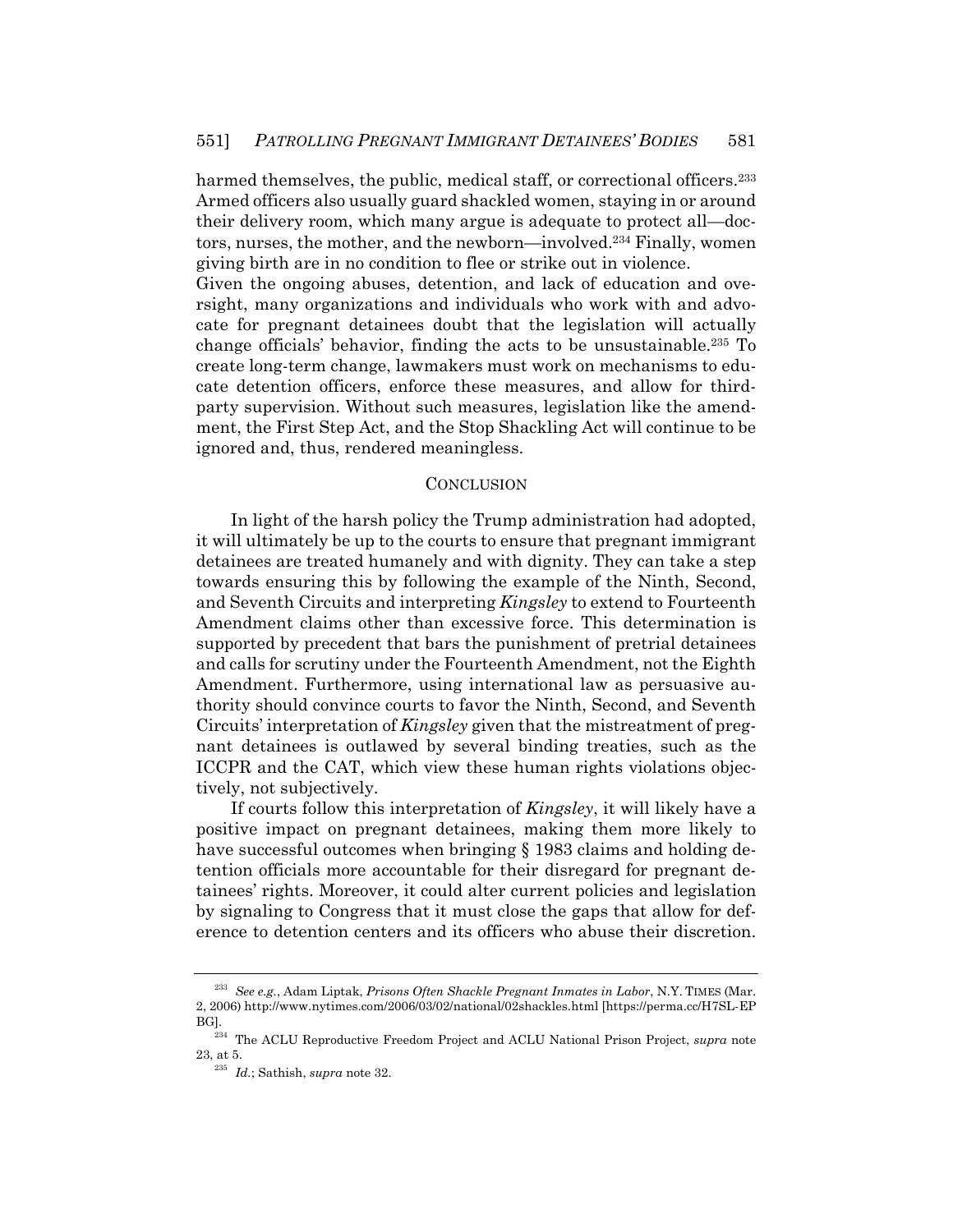harmed themselves, the public, medical staff, or correctional officers.[233] Armed officers also usually guard shackled women, staying in or around their delivery room, which many argue is adequate to protect all—doctors, nurses, the mother, and the newborn—involved.[234] Finally, women giving birth are in no condition to flee or strike out in violence.

Given the ongoing abuses, detention, and lack of education and oversight, many organizations and individuals who work with and advocate for pregnant detainees doubt that the legislation will actually change officials' behavior, finding the acts to be unsustainable.[235] To create long-term change, lawmakers must work on mechanisms to educate detention officers, enforce these measures, and allow for third-party supervision. Without such measures, legislation like the amendment, the First Step Act, and the Stop Shackling Act will continue to be ignored and, thus, rendered meaningless.

## CONCLUSION

In light of the harsh policy the Trump administration had adopted, it will ultimately be up to the courts to ensure that pregnant immigrant detainees are treated humanely and with dignity. They can take a step towards ensuring this by following the example of the Ninth, Second, and Seventh Circuits and interpreting *Kingsley* to extend to Fourteenth Amendment claims other than excessive force. This determination is supported by precedent that bars the punishment of pretrial detainees and calls for scrutiny under the Fourteenth Amendment, not the Eighth Amendment. Furthermore, using international law as persuasive authority should convince courts to favor the Ninth, Second, and Seventh Circuits' interpretation of *Kingsley* given that the mistreatment of pregnant detainees is outlawed by several binding treaties, such as the ICCPR and the CAT, which view these human rights violations objectively, not subjectively.

If courts follow this interpretation of *Kingsley*, it will likely have a positive impact on pregnant detainees, making them more likely to have successful outcomes when bringing § 1983 claims and holding detention officials more accountable for their disregard for pregnant detainees' rights. Moreover, it could alter current policies and legislation by signaling to Congress that it must close the gaps that allow for deference to detention centers and its officers who abuse their discretion.

[233] *See e.g.*, Adam Liptak, *Prisons Often Shackle Pregnant Inmates in Labor*, N.Y. TIMES (Mar. 2, 2006) http://www.nytimes.com/2006/03/02/national/02shackles.html [https://perma.cc/H7SL-EPBG].

[234] The ACLU Reproductive Freedom Project and ACLU National Prison Project, *supra* note 23, at 5.

[235] *Id.*; Sathish, *supra* note 32.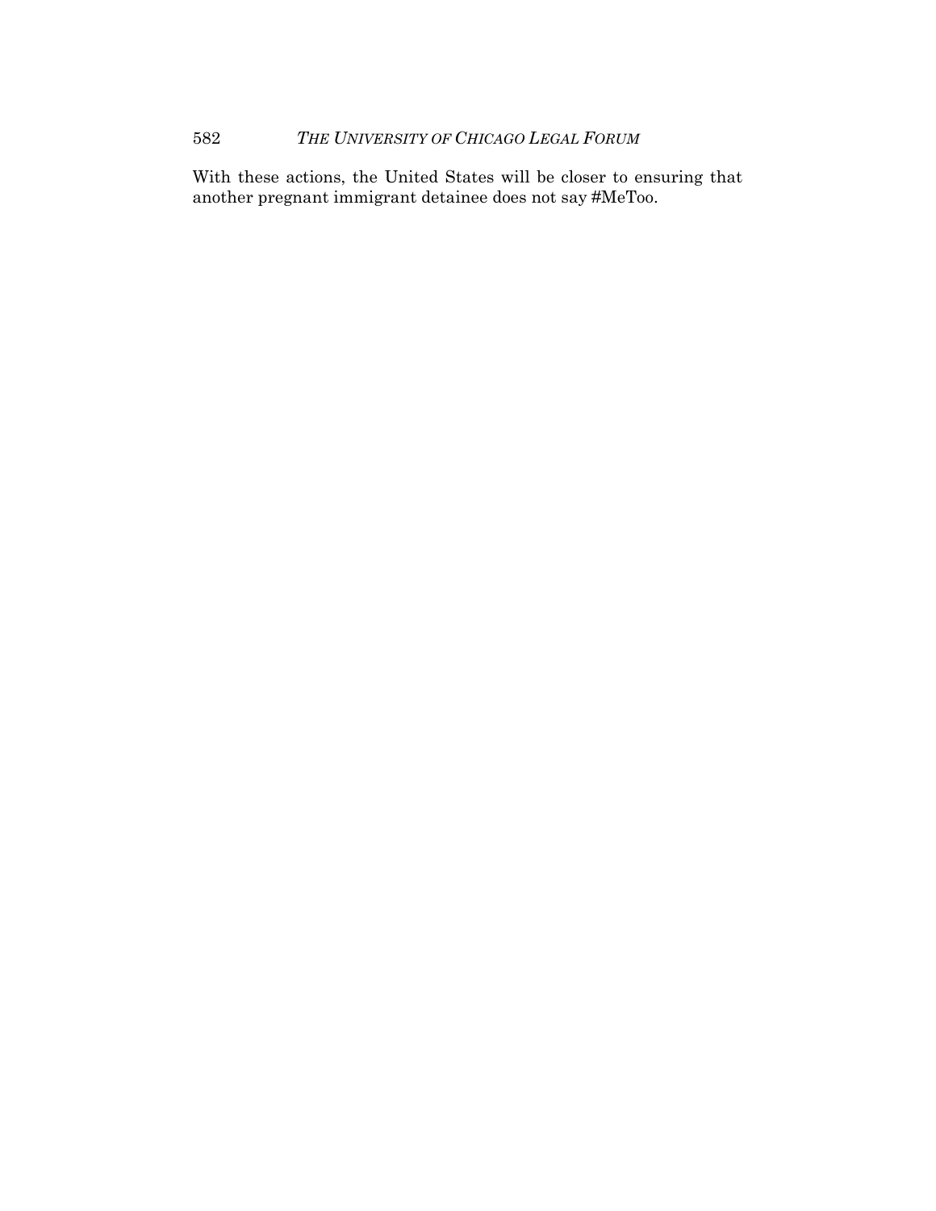With these actions, the United States will be closer to ensuring that another pregnant immigrant detainee does not say #MeToo.